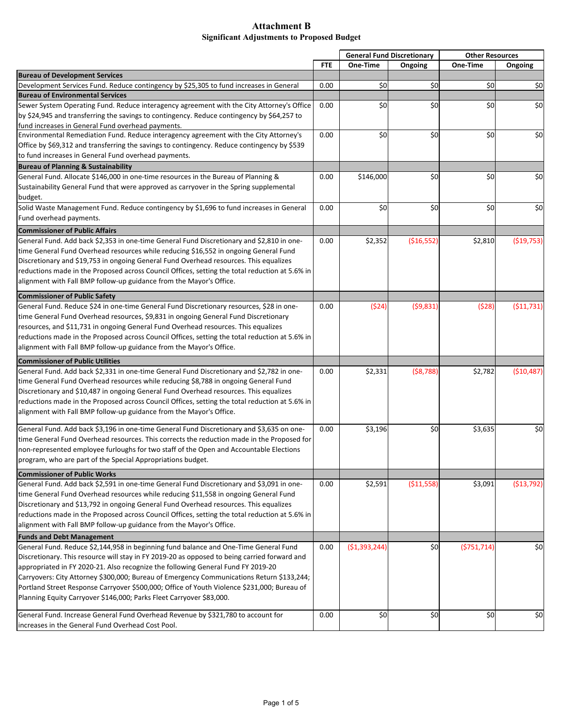# Attachment B

## Significant Adjustments to Proposed Budget

| | FTE | General Fund Discretionary | | Other Resources | |
|---|---|---|---|---|---|
| | | One-Time | Ongoing | One-Time | Ongoing |
| **Bureau of Development Services** | | | | | |
| Development Services Fund. Reduce contingency by $25,305 to fund increases in General | 0.00 | $0 | $0 | $0 | $0 |
| **Bureau of Environmental Services** | | | | | |
| Sewer System Operating Fund. Reduce interagency agreement with the City Attorney's Office by $24,945 and transferring the savings to contingency. Reduce contingency by $64,257 to fund increases in General Fund overhead payments. | 0.00 | $0 | $0 | $0 | $0 |
| Environmental Remediation Fund. Reduce interagency agreement with the City Attorney's Office by $69,312 and transferring the savings to contingency. Reduce contingency by $539 to fund increases in General Fund overhead payments. | 0.00 | $0 | $0 | $0 | $0 |
| **Bureau of Planning & Sustainability** | | | | | |
| General Fund. Allocate $146,000 in one-time resources in the Bureau of Planning & Sustainability General Fund that were approved as carryover in the Spring supplemental budget. | 0.00 | $146,000 | $0 | $0 | $0 |
| Solid Waste Management Fund. Reduce contingency by $1,696 to fund increases in General Fund overhead payments. | 0.00 | $0 | $0 | $0 | $0 |
| **Commissioner of Public Affairs** | | | | | |
| General Fund. Add back $2,353 in one-time General Fund Discretionary and $2,810 in one-time General Fund Overhead resources while reducing $16,552 in ongoing General Fund Discretionary and $19,753 in ongoing General Fund Overhead resources. This equalizes reductions made in the Proposed across Council Offices, setting the total reduction at 5.6% in alignment with Fall BMP follow-up guidance from the Mayor's Office. | 0.00 | $2,352 | ($16,552) | $2,810 | ($19,753) |
| **Commissioner of Public Safety** | | | | | |
| General Fund. Reduce $24 in one-time General Fund Discretionary resources, $28 in one-time General Fund Overhead resources, $9,831 in ongoing General Fund Discretionary resources, and $11,731 in ongoing General Fund Overhead resources. This equalizes reductions made in the Proposed across Council Offices, setting the total reduction at 5.6% in alignment with Fall BMP follow-up guidance from the Mayor's Office. | 0.00 | ($24) | ($9,831) | ($28) | ($11,731) |
| **Commissioner of Public Utilities** | | | | | |
| General Fund. Add back $2,331 in one-time General Fund Discretionary and $2,782 in one-time General Fund Overhead resources while reducing $8,788 in ongoing General Fund Discretionary and $10,487 in ongoing General Fund Overhead resources. This equalizes reductions made in the Proposed across Council Offices, setting the total reduction at 5.6% in alignment with Fall BMP follow-up guidance from the Mayor's Office. | 0.00 | $2,331 | ($8,788) | $2,782 | ($10,487) |
| General Fund. Add back $3,196 in one-time General Fund Discretionary and $3,635 on one-time General Fund Overhead resources. This corrects the reduction made in the Proposed for non-represented employee furloughs for two staff of the Open and Accountable Elections program, who are part of the Special Appropriations budget. | 0.00 | $3,196 | $0 | $3,635 | $0 |
| **Commissioner of Public Works** | | | | | |
| General Fund. Add back $2,591 in one-time General Fund Discretionary and $3,091 in one-time General Fund Overhead resources while reducing $11,558 in ongoing General Fund Discretionary and $13,792 in ongoing General Fund Overhead resources. This equalizes reductions made in the Proposed across Council Offices, setting the total reduction at 5.6% in alignment with Fall BMP follow-up guidance from the Mayor's Office. | 0.00 | $2,591 | ($11,558) | $3,091 | ($13,792) |
| **Funds and Debt Management** | | | | | |
| General Fund. Reduce $2,144,958 in beginning fund balance and One-Time General Fund Discretionary. This resource will stay in FY 2019-20 as opposed to being carried forward and appropriated in FY 2020-21. Also recognize the following General Fund FY 2019-20 Carryovers: City Attorney $300,000; Bureau of Emergency Communications Return $133,244; Portland Street Response Carryover $500,000; Office of Youth Violence $231,000; Bureau of Planning Equity Carryover $146,000; Parks Fleet Carryover $83,000. | 0.00 | ($1,393,244) | $0 | ($751,714) | $0 |
| General Fund. Increase General Fund Overhead Revenue by $321,780 to account for increases in the General Fund Overhead Cost Pool. | 0.00 | $0 | $0 | $0 | $0 |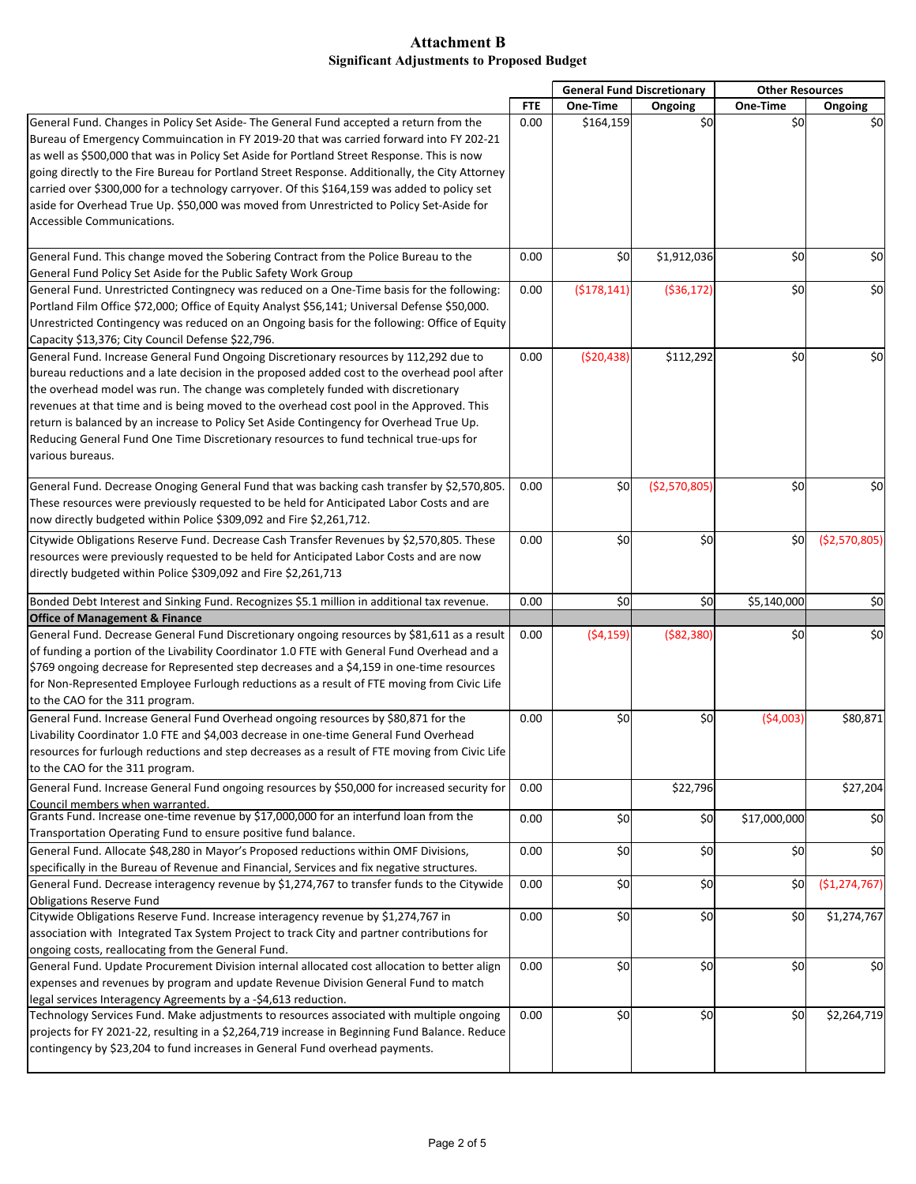# Attachment B
## Significant Adjustments to Proposed Budget

| | FTE | General Fund Discretionary One-Time | General Fund Discretionary Ongoing | Other Resources One-Time | Other Resources Ongoing |
|---|---|---|---|---|---|
| General Fund. Changes in Policy Set Aside- The General Fund accepted a return from the Bureau of Emergency Commuincation in FY 2019-20 that was carried forward into FY 202-21 as well as $500,000 that was in Policy Set Aside for Portland Street Response. This is now going directly to the Fire Bureau for Portland Street Response. Additionally, the City Attorney carried over $300,000 for a technology carryover. Of this $164,159 was added to policy set aside for Overhead True Up. $50,000 was moved from Unrestricted to Policy Set-Aside for Accessible Communications. | 0.00 | $164,159 | $0 | $0 | $0 |
| General Fund. This change moved the Sobering Contract from the Police Bureau to the General Fund Policy Set Aside for the Public Safety Work Group | 0.00 | $0 | $1,912,036 | $0 | $0 |
| General Fund. Unrestricted Contingnecy was reduced on a One-Time basis for the following: Portland Film Office $72,000; Office of Equity Analyst $56,141; Universal Defense $50,000. Unrestricted Contingency was reduced on an Ongoing basis for the following: Office of Equity Capacity $13,376; City Council Defense $22,796. | 0.00 | ($178,141) | ($36,172) | $0 | $0 |
| General Fund. Increase General Fund Ongoing Discretionary resources by 112,292 due to bureau reductions and a late decision in the proposed added cost to the overhead pool after the overhead model was run. The change was completely funded with discretionary revenues at that time and is being moved to the overhead cost pool in the Approved. This return is balanced by an increase to Policy Set Aside Contingency for Overhead True Up. Reducing General Fund One Time Discretionary resources to fund technical true-ups for various bureaus. | 0.00 | ($20,438) | $112,292 | $0 | $0 |
| General Fund. Decrease Onoging General Fund that was backing cash transfer by $2,570,805. These resources were previously requested to be held for Anticipated Labor Costs and are now directly budgeted within Police $309,092 and Fire $2,261,712. | 0.00 | $0 | ($2,570,805) | $0 | $0 |
| Citywide Obligations Reserve Fund. Decrease Cash Transfer Revenues by $2,570,805. These resources were previously requested to be held for Anticipated Labor Costs and are now directly budgeted within Police $309,092 and Fire $2,261,713 | 0.00 | $0 | $0 | $0 | ($2,570,805) |
| Bonded Debt Interest and Sinking Fund. Recognizes $5.1 million in additional tax revenue. | 0.00 | $0 | $0 | $5,140,000 | $0 |
| **Office of Management & Finance** | | | | | |
| General Fund. Decrease General Fund Discretionary ongoing resources by $81,611 as a result of funding a portion of the Livability Coordinator 1.0 FTE with General Fund Overhead and a $769 ongoing decrease for Represented step decreases and a $4,159 in one-time resources for Non-Represented Employee Furlough reductions as a result of FTE moving from Civic Life to the CAO for the 311 program. | 0.00 | ($4,159) | ($82,380) | $0 | $0 |
| General Fund. Increase General Fund Overhead ongoing resources by $80,871 for the Livability Coordinator 1.0 FTE and $4,003 decrease in one-time General Fund Overhead resources for furlough reductions and step decreases as a result of FTE moving from Civic Life to the CAO for the 311 program. | 0.00 | $0 | $0 | ($4,003) | $80,871 |
| General Fund. Increase General Fund ongoing resources by $50,000 for increased security for Council members when warranted. | 0.00 | | $22,796 | | $27,204 |
| Grants Fund. Increase one-time revenue by $17,000,000 for an interfund loan from the Transportation Operating Fund to ensure positive fund balance. | 0.00 | $0 | $0 | $17,000,000 | $0 |
| General Fund. Allocate $48,280 in Mayor's Proposed reductions within OMF Divisions, specifically in the Bureau of Revenue and Financial, Services and fix negative structures. | 0.00 | $0 | $0 | $0 | $0 |
| General Fund. Decrease interagency revenue by $1,274,767 to transfer funds to the Citywide Obligations Reserve Fund | 0.00 | $0 | $0 | $0 | ($1,274,767) |
| Citywide Obligations Reserve Fund. Increase interagency revenue by $1,274,767 in association with Integrated Tax System Project to track City and partner contributions for ongoing costs, reallocating from the General Fund. | 0.00 | $0 | $0 | $0 | $1,274,767 |
| General Fund. Update Procurement Division internal allocated cost allocation to better align expenses and revenues by program and update Revenue Division General Fund to match legal services Interagency Agreements by a -$4,613 reduction. | 0.00 | $0 | $0 | $0 | $0 |
| Technology Services Fund. Make adjustments to resources associated with multiple ongoing projects for FY 2021-22, resulting in a $2,264,719 increase in Beginning Fund Balance. Reduce contingency by $23,204 to fund increases in General Fund overhead payments. | 0.00 | $0 | $0 | $0 | $2,264,719 |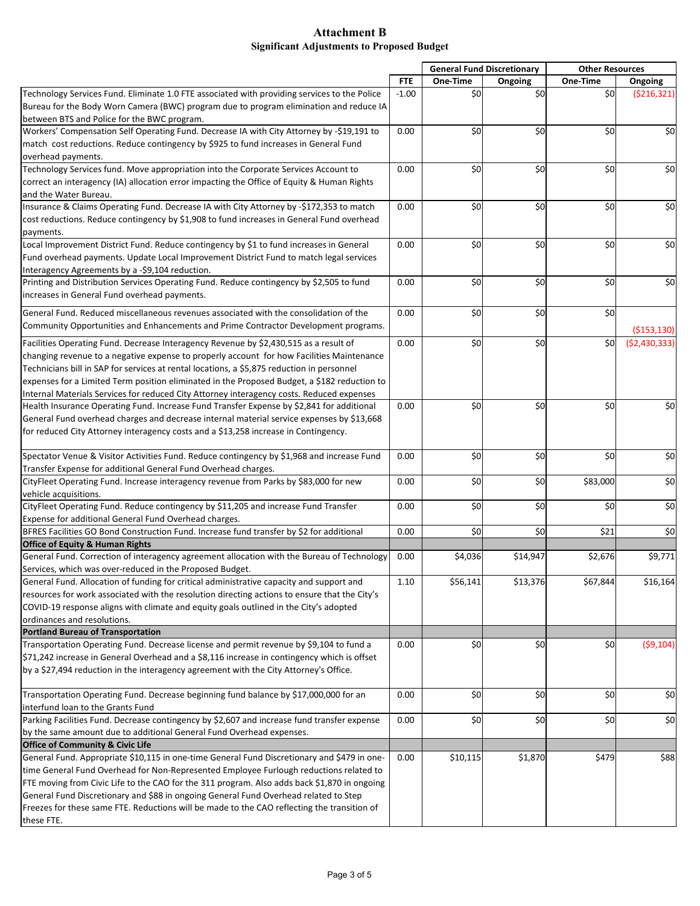# Attachment B

## Significant Adjustments to Proposed Budget

| | | General Fund Discretionary | | Other Resources | |
|---|---|---|---|---|---|
| | FTE | One-Time | Ongoing | One-Time | Ongoing |
| Technology Services Fund. Eliminate 1.0 FTE associated with providing services to the Police Bureau for the Body Worn Camera (BWC) program due to program elimination and reduce IA between BTS and Police for the BWC program. | -1.00 | $0 | $0 | $0 | ($216,321) |
| Workers' Compensation Self Operating Fund. Decrease IA with City Attorney by -$19,191 to match cost reductions. Reduce contingency by $925 to fund increases in General Fund overhead payments. | 0.00 | $0 | $0 | $0 | $0 |
| Technology Services fund. Move appropriation into the Corporate Services Account to correct an interagency (IA) allocation error impacting the Office of Equity & Human Rights and the Water Bureau. | 0.00 | $0 | $0 | $0 | $0 |
| Insurance & Claims Operating Fund. Decrease IA with City Attorney by -$172,353 to match cost reductions. Reduce contingency by $1,908 to fund increases in General Fund overhead payments. | 0.00 | $0 | $0 | $0 | $0 |
| Local Improvement District Fund. Reduce contingency by $1 to fund increases in General Fund overhead payments. Update Local Improvement District Fund to match legal services Interagency Agreements by a -$9,104 reduction. | 0.00 | $0 | $0 | $0 | $0 |
| Printing and Distribution Services Operating Fund. Reduce contingency by $2,505 to fund increases in General Fund overhead payments. | 0.00 | $0 | $0 | $0 | $0 |
| General Fund. Reduced miscellaneous revenues associated with the consolidation of the Community Opportunities and Enhancements and Prime Contractor Development programs. | 0.00 | $0 | $0 | $0 | ($153,130) |
| Facilities Operating Fund. Decrease Interagency Revenue by $2,430,515 as a result of changing revenue to a negative expense to properly account for how Facilities Maintenance Technicians bill in SAP for services at rental locations, a $5,875 reduction in personnel expenses for a Limited Term position eliminated in the Proposed Budget, a $182 reduction to Internal Materials Services for reduced City Attorney interagency costs. Reduced expenses | 0.00 | $0 | $0 | $0 | ($2,430,333) |
| Health Insurance Operating Fund. Increase Fund Transfer Expense by $2,841 for additional General Fund overhead charges and decrease internal material service expenses by $13,668 for reduced City Attorney interagency costs and a $13,258 increase in Contingency. | 0.00 | $0 | $0 | $0 | $0 |
| Spectator Venue & Visitor Activities Fund. Reduce contingency by $1,968 and increase Fund Transfer Expense for additional General Fund Overhead charges. | 0.00 | $0 | $0 | $0 | $0 |
| CityFleet Operating Fund. Increase interagency revenue from Parks by $83,000 for new vehicle acquisitions. | 0.00 | $0 | $0 | $83,000 | $0 |
| CityFleet Operating Fund. Reduce contingency by $11,205 and increase Fund Transfer Expense for additional General Fund Overhead charges. | 0.00 | $0 | $0 | $0 | $0 |
| BFRES Facilities GO Bond Construction Fund. Increase fund transfer by $2 for additional | 0.00 | $0 | $0 | $21 | $0 |
| **Office of Equity & Human Rights** | | | | | |
| General Fund. Correction of interagency agreement allocation with the Bureau of Technology Services, which was over-reduced in the Proposed Budget. | 0.00 | $4,036 | $14,947 | $2,676 | $9,771 |
| General Fund. Allocation of funding for critical administrative capacity and support and resources for work associated with the resolution directing actions to ensure that the City's COVID-19 response aligns with climate and equity goals outlined in the City's adopted ordinances and resolutions. | 1.10 | $56,141 | $13,376 | $67,844 | $16,164 |
| **Portland Bureau of Transportation** | | | | | |
| Transportation Operating Fund. Decrease license and permit revenue by $9,104 to fund a $71,242 increase in General Overhead and a $8,116 increase in contingency which is offset by a $27,494 reduction in the interagency agreement with the City Attorney's Office. | 0.00 | $0 | $0 | $0 | ($9,104) |
| Transportation Operating Fund. Decrease beginning fund balance by $17,000,000 for an interfund loan to the Grants Fund | 0.00 | $0 | $0 | $0 | $0 |
| Parking Facilities Fund. Decrease contingency by $2,607 and increase fund transfer expense by the same amount due to additional General Fund Overhead expenses. | 0.00 | $0 | $0 | $0 | $0 |
| **Office of Community & Civic Life** | | | | | |
| General Fund. Appropriate $10,115 in one-time General Fund Discretionary and $479 in one-time General Fund Overhead for Non-Represented Employee Furlough reductions related to FTE moving from Civic Life to the CAO for the 311 program. Also adds back $1,870 in ongoing General Fund Discretionary and $88 in ongoing General Fund Overhead related to Step Freezes for these same FTE. Reductions will be made to the CAO reflecting the transition of these FTE. | 0.00 | $10,115 | $1,870 | $479 | $88 |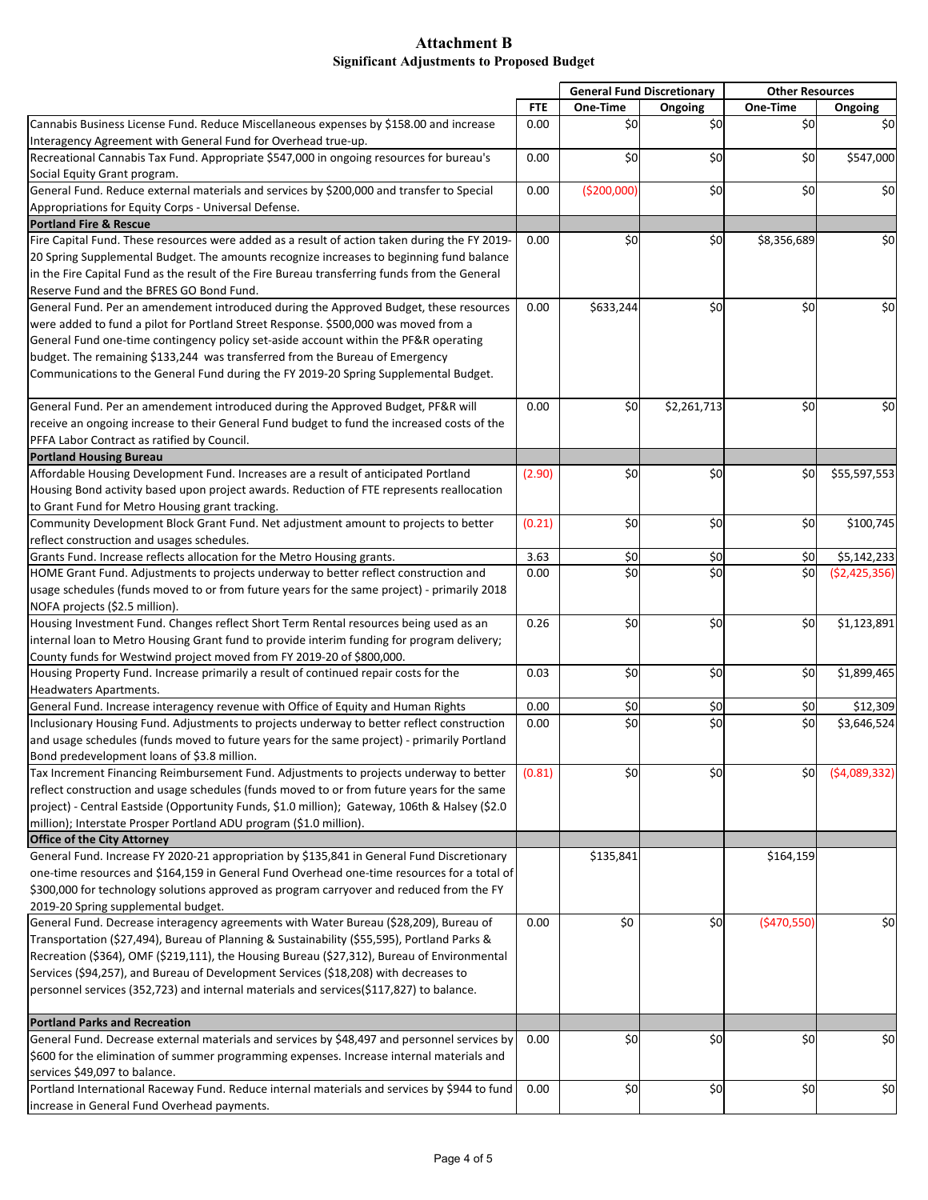# Attachment B
## Significant Adjustments to Proposed Budget

| | | General Fund Discretionary | | Other Resources | |
|---|---|---|---|---|---|
| | FTE | One-Time | Ongoing | One-Time | Ongoing |
| Cannabis Business License Fund. Reduce Miscellaneous expenses by $158.00 and increase Interagency Agreement with General Fund for Overhead true-up. | 0.00 | $0 | $0 | $0 | $0 |
| Recreational Cannabis Tax Fund. Appropriate $547,000 in ongoing resources for bureau's Social Equity Grant program. | 0.00 | $0 | $0 | $0 | $547,000 |
| General Fund. Reduce external materials and services by $200,000 and transfer to Special Appropriations for Equity Corps - Universal Defense. | 0.00 | ($200,000) | $0 | $0 | $0 |
| **Portland Fire & Rescue** | | | | | |
| Fire Capital Fund. These resources were added as a result of action taken during the FY 2019-20 Spring Supplemental Budget. The amounts recognize increases to beginning fund balance in the Fire Capital Fund as the result of the Fire Bureau transferring funds from the General Reserve Fund and the BFRES GO Bond Fund. | 0.00 | $0 | $0 | $8,356,689 | $0 |
| General Fund. Per an amendement introduced during the Approved Budget, these resources were added to fund a pilot for Portland Street Response. $500,000 was moved from a General Fund one-time contingency policy set-aside account within the PF&R operating budget. The remaining $133,244 was transferred from the Bureau of Emergency Communications to the General Fund during the FY 2019-20 Spring Supplemental Budget. | 0.00 | $633,244 | $0 | $0 | $0 |
| General Fund. Per an amendement introduced during the Approved Budget, PF&R will receive an ongoing increase to their General Fund budget to fund the increased costs of the PFFA Labor Contract as ratified by Council. | 0.00 | $0 | $2,261,713 | $0 | $0 |
| **Portland Housing Bureau** | | | | | |
| Affordable Housing Development Fund. Increases are a result of anticipated Portland Housing Bond activity based upon project awards. Reduction of FTE represents reallocation to Grant Fund for Metro Housing grant tracking. | (2.90) | $0 | $0 | $0 | $55,597,553 |
| Community Development Block Grant Fund. Net adjustment amount to projects to better reflect construction and usages schedules. | (0.21) | $0 | $0 | $0 | $100,745 |
| Grants Fund. Increase reflects allocation for the Metro Housing grants. | 3.63 | $0 | $0 | $0 | $5,142,233 |
| HOME Grant Fund. Adjustments to projects underway to better reflect construction and usage schedules (funds moved to or from future years for the same project) - primarily 2018 NOFA projects ($2.5 million). | 0.00 | $0 | $0 | $0 | ($2,425,356) |
| Housing Investment Fund. Changes reflect Short Term Rental resources being used as an internal loan to Metro Housing Grant fund to provide interim funding for program delivery; County funds for Westwind project moved from FY 2019-20 of $800,000. | 0.26 | $0 | $0 | $0 | $1,123,891 |
| Housing Property Fund. Increase primarily a result of continued repair costs for the Headwaters Apartments. | 0.03 | $0 | $0 | $0 | $1,899,465 |
| General Fund. Increase interagency revenue with Office of Equity and Human Rights | 0.00 | $0 | $0 | $0 | $12,309 |
| Inclusionary Housing Fund. Adjustments to projects underway to better reflect construction and usage schedules (funds moved to future years for the same project) - primarily Portland Bond predevelopment loans of $3.8 million. | 0.00 | $0 | $0 | $0 | $3,646,524 |
| Tax Increment Financing Reimbursement Fund. Adjustments to projects underway to better reflect construction and usage schedules (funds moved to or from future years for the same project) - Central Eastside (Opportunity Funds, $1.0 million); Gateway, 106th & Halsey ($2.0 million); Interstate Prosper Portland ADU program ($1.0 million). | (0.81) | $0 | $0 | $0 | ($4,089,332) |
| **Office of the City Attorney** | | | | | |
| General Fund. Increase FY 2020-21 appropriation by $135,841 in General Fund Discretionary one-time resources and $164,159 in General Fund Overhead one-time resources for a total of $300,000 for technology solutions approved as program carryover and reduced from the FY 2019-20 Spring supplemental budget. | | $135,841 | | $164,159 | |
| General Fund. Decrease interagency agreements with Water Bureau ($28,209), Bureau of Transportation ($27,494), Bureau of Planning & Sustainability ($55,595), Portland Parks & Recreation ($364), OMF ($219,111), the Housing Bureau ($27,312), Bureau of Environmental Services ($94,257), and Bureau of Development Services ($18,208) with decreases to personnel services (352,723) and internal materials and services($117,827) to balance. | 0.00 | $0 | $0 | ($470,550) | $0 |
| **Portland Parks and Recreation** | | | | | |
| General Fund. Decrease external materials and services by $48,497 and personnel services by $600 for the elimination of summer programming expenses. Increase internal materials and services $49,097 to balance. | 0.00 | $0 | $0 | $0 | $0 |
| Portland International Raceway Fund. Reduce internal materials and services by $944 to fund increase in General Fund Overhead payments. | 0.00 | $0 | $0 | $0 | $0 |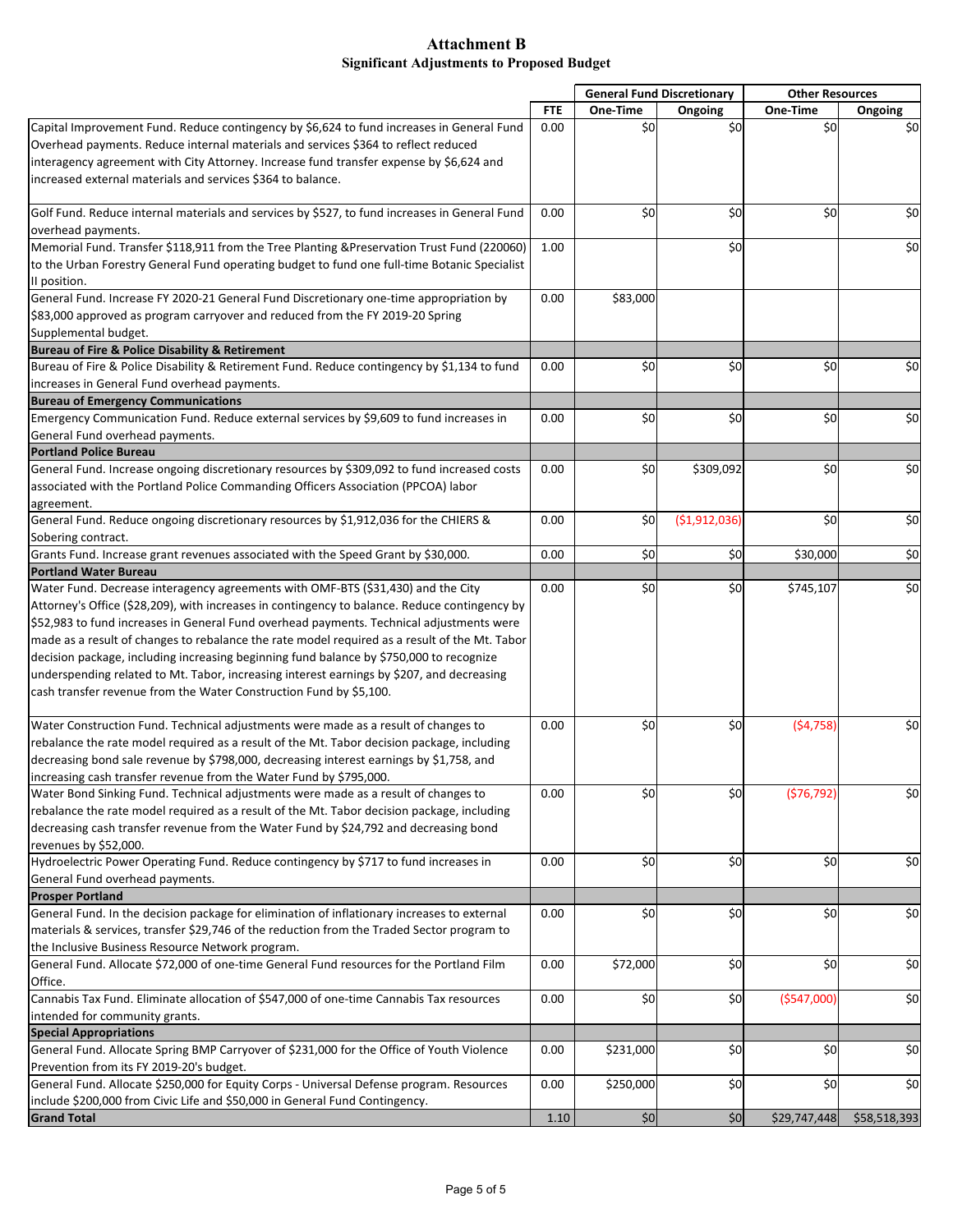# Attachment B
## Significant Adjustments to Proposed Budget

| | | General Fund Discretionary | | Other Resources | |
|---|---|---|---|---|---|
| | FTE | One-Time | Ongoing | One-Time | Ongoing |
| Capital Improvement Fund. Reduce contingency by $6,624 to fund increases in General Fund Overhead payments. Reduce internal materials and services $364 to reflect reduced interagency agreement with City Attorney. Increase fund transfer expense by $6,624 and increased external materials and services $364 to balance. | 0.00 | $0 | $0 | $0 | $0 |
| Golf Fund. Reduce internal materials and services by $527, to fund increases in General Fund overhead payments. | 0.00 | $0 | $0 | $0 | $0 |
| Memorial Fund. Transfer $118,911 from the Tree Planting &Preservation Trust Fund (220060) to the Urban Forestry General Fund operating budget to fund one full-time Botanic Specialist II position. | 1.00 | | $0 | | $0 |
| General Fund. Increase FY 2020-21 General Fund Discretionary one-time appropriation by $83,000 approved as program carryover and reduced from the FY 2019-20 Spring Supplemental budget. | 0.00 | $83,000 | | | |
| **Bureau of Fire & Police Disability & Retirement** | | | | | |
| Bureau of Fire & Police Disability & Retirement Fund. Reduce contingency by $1,134 to fund increases in General Fund overhead payments. | 0.00 | $0 | $0 | $0 | $0 |
| **Bureau of Emergency Communications** | | | | | |
| Emergency Communication Fund. Reduce external services by $9,609 to fund increases in General Fund overhead payments. | 0.00 | $0 | $0 | $0 | $0 |
| **Portland Police Bureau** | | | | | |
| General Fund. Increase ongoing discretionary resources by $309,092 to fund increased costs associated with the Portland Police Commanding Officers Association (PPCOA) labor agreement. | 0.00 | $0 | $309,092 | $0 | $0 |
| General Fund. Reduce ongoing discretionary resources by $1,912,036 for the CHIERS & Sobering contract. | 0.00 | $0 | ($1,912,036) | $0 | $0 |
| Grants Fund. Increase grant revenues associated with the Speed Grant by $30,000. | 0.00 | $0 | $0 | $30,000 | $0 |
| **Portland Water Bureau** | | | | | |
| Water Fund. Decrease interagency agreements with OMF-BTS ($31,430) and the City Attorney's Office ($28,209), with increases in contingency to balance. Reduce contingency by $52,983 to fund increases in General Fund overhead payments. Technical adjustments were made as a result of changes to rebalance the rate model required as a result of the Mt. Tabor decision package, including increasing beginning fund balance by $750,000 to recognize underspending related to Mt. Tabor, increasing interest earnings by $207, and decreasing cash transfer revenue from the Water Construction Fund by $5,100. | 0.00 | $0 | $0 | $745,107 | $0 |
| Water Construction Fund. Technical adjustments were made as a result of changes to rebalance the rate model required as a result of the Mt. Tabor decision package, including decreasing bond sale revenue by $798,000, decreasing interest earnings by $1,758, and increasing cash transfer revenue from the Water Fund by $795,000. | 0.00 | $0 | $0 | ($4,758) | $0 |
| Water Bond Sinking Fund. Technical adjustments were made as a result of changes to rebalance the rate model required as a result of the Mt. Tabor decision package, including decreasing cash transfer revenue from the Water Fund by $24,792 and decreasing bond revenues by $52,000. | 0.00 | $0 | $0 | ($76,792) | $0 |
| Hydroelectric Power Operating Fund. Reduce contingency by $717 to fund increases in General Fund overhead payments. | 0.00 | $0 | $0 | $0 | $0 |
| **Prosper Portland** | | | | | |
| General Fund. In the decision package for elimination of inflationary increases to external materials & services, transfer $29,746 of the reduction from the Traded Sector program to the Inclusive Business Resource Network program. | 0.00 | $0 | $0 | $0 | $0 |
| General Fund. Allocate $72,000 of one-time General Fund resources for the Portland Film Office. | 0.00 | $72,000 | $0 | $0 | $0 |
| Cannabis Tax Fund. Eliminate allocation of $547,000 of one-time Cannabis Tax resources intended for community grants. | 0.00 | $0 | $0 | ($547,000) | $0 |
| **Special Appropriations** | | | | | |
| General Fund. Allocate Spring BMP Carryover of $231,000 for the Office of Youth Violence Prevention from its FY 2019-20's budget. | 0.00 | $231,000 | $0 | $0 | $0 |
| General Fund. Allocate $250,000 for Equity Corps - Universal Defense program. Resources include $200,000 from Civic Life and $50,000 in General Fund Contingency. | 0.00 | $250,000 | $0 | $0 | $0 |
| **Grand Total** | 1.10 | $0 | $0 | $29,747,448 | $58,518,393 |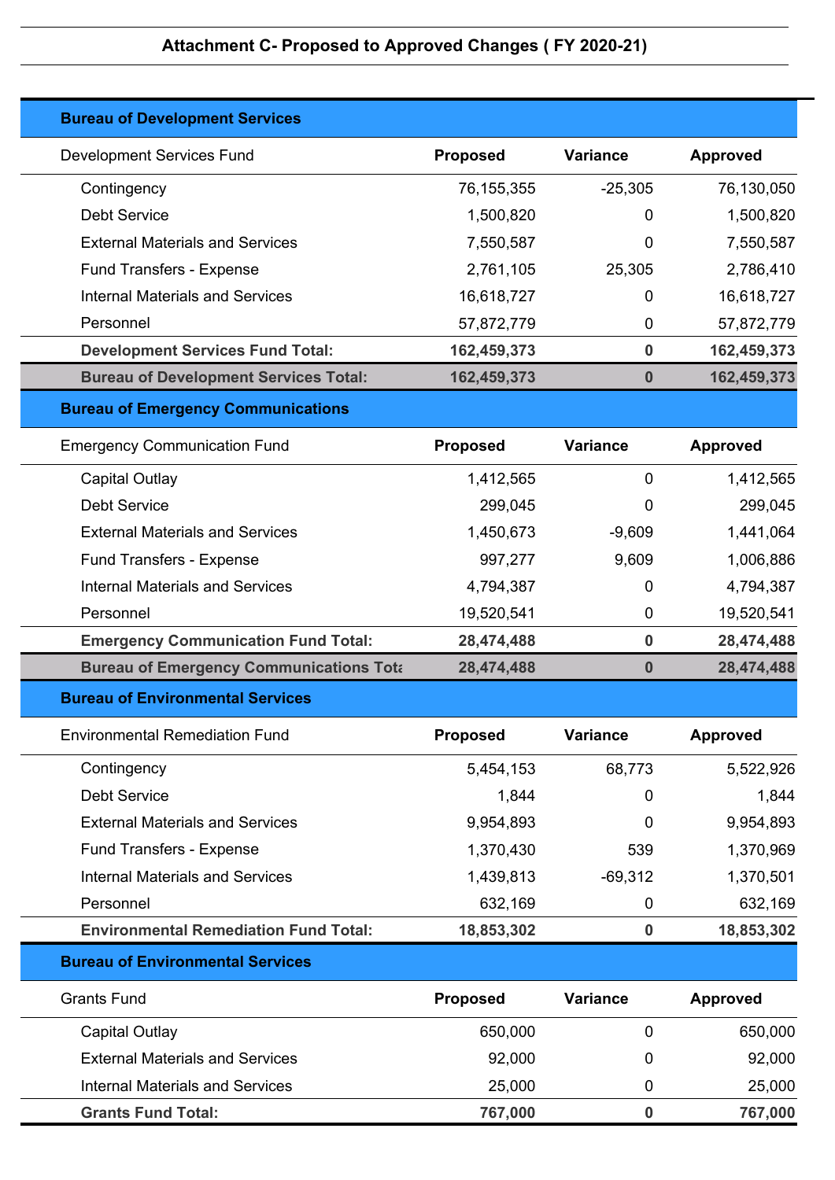# Attachment C- Proposed to Approved Changes ( FY 2020-21)

## Bureau of Development Services

| Development Services Fund | Proposed | Variance | Approved |
|---|---|---|---|
| Contingency | 76,155,355 | -25,305 | 76,130,050 |
| Debt Service | 1,500,820 | 0 | 1,500,820 |
| External Materials and Services | 7,550,587 | 0 | 7,550,587 |
| Fund Transfers - Expense | 2,761,105 | 25,305 | 2,786,410 |
| Internal Materials and Services | 16,618,727 | 0 | 16,618,727 |
| Personnel | 57,872,779 | 0 | 57,872,779 |
| **Development Services Fund Total:** | **162,459,373** | **0** | **162,459,373** |
| **Bureau of Development Services Total:** | **162,459,373** | **0** | **162,459,373** |

## Bureau of Emergency Communications

| Emergency Communication Fund | Proposed | Variance | Approved |
|---|---|---|---|
| Capital Outlay | 1,412,565 | 0 | 1,412,565 |
| Debt Service | 299,045 | 0 | 299,045 |
| External Materials and Services | 1,450,673 | -9,609 | 1,441,064 |
| Fund Transfers - Expense | 997,277 | 9,609 | 1,006,886 |
| Internal Materials and Services | 4,794,387 | 0 | 4,794,387 |
| Personnel | 19,520,541 | 0 | 19,520,541 |
| **Emergency Communication Fund Total:** | **28,474,488** | **0** | **28,474,488** |
| **Bureau of Emergency Communications Total:** | **28,474,488** | **0** | **28,474,488** |

## Bureau of Environmental Services

| Environmental Remediation Fund | Proposed | Variance | Approved |
|---|---|---|---|
| Contingency | 5,454,153 | 68,773 | 5,522,926 |
| Debt Service | 1,844 | 0 | 1,844 |
| External Materials and Services | 9,954,893 | 0 | 9,954,893 |
| Fund Transfers - Expense | 1,370,430 | 539 | 1,370,969 |
| Internal Materials and Services | 1,439,813 | -69,312 | 1,370,501 |
| Personnel | 632,169 | 0 | 632,169 |
| **Environmental Remediation Fund Total:** | **18,853,302** | **0** | **18,853,302** |

## Bureau of Environmental Services

| Grants Fund | Proposed | Variance | Approved |
|---|---|---|---|
| Capital Outlay | 650,000 | 0 | 650,000 |
| External Materials and Services | 92,000 | 0 | 92,000 |
| Internal Materials and Services | 25,000 | 0 | 25,000 |
| **Grants Fund Total:** | **767,000** | **0** | **767,000** |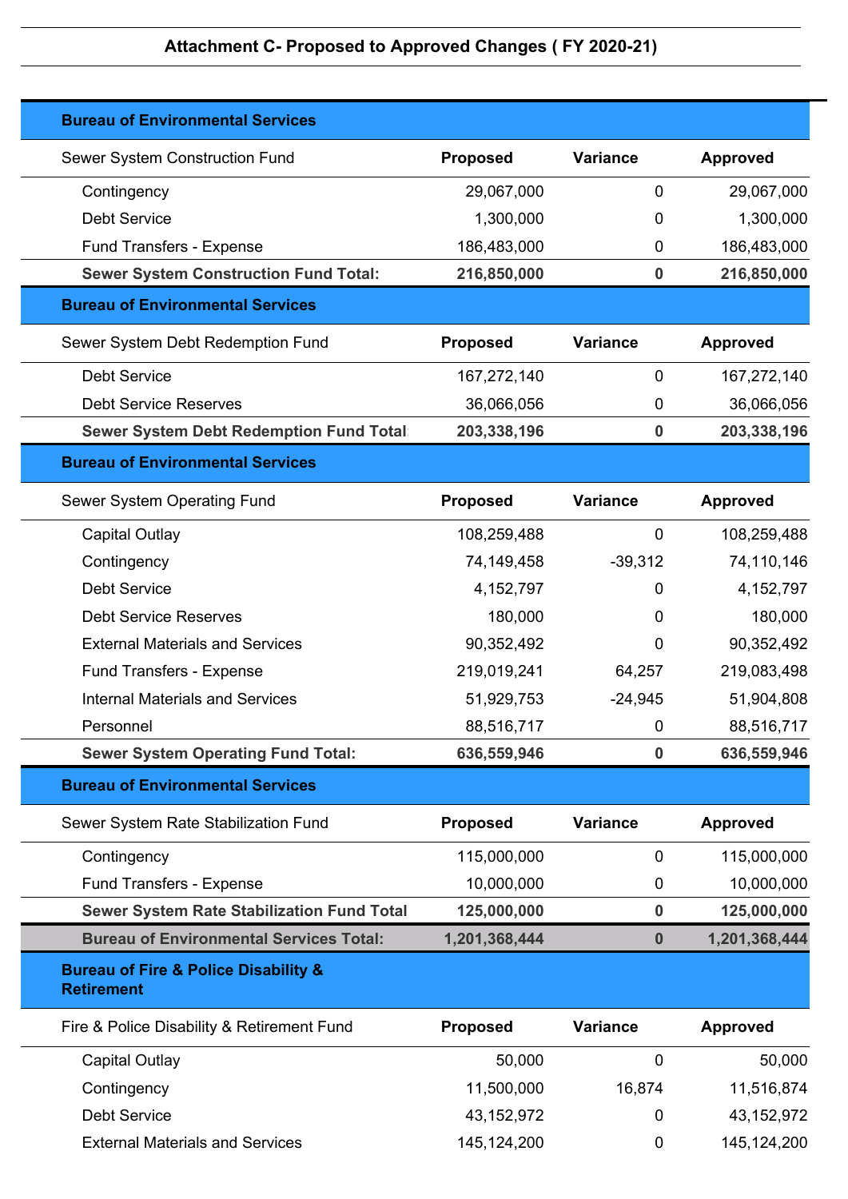## Attachment C- Proposed to Approved Changes ( FY 2020-21)

### Bureau of Environmental Services

| Sewer System Construction Fund | Proposed | Variance | Approved |
|---|---|---|---|
| Contingency | 29,067,000 | 0 | 29,067,000 |
| Debt Service | 1,300,000 | 0 | 1,300,000 |
| Fund Transfers - Expense | 186,483,000 | 0 | 186,483,000 |
| **Sewer System Construction Fund Total:** | **216,850,000** | **0** | **216,850,000** |

### Bureau of Environmental Services

| Sewer System Debt Redemption Fund | Proposed | Variance | Approved |
|---|---|---|---|
| Debt Service | 167,272,140 | 0 | 167,272,140 |
| Debt Service Reserves | 36,066,056 | 0 | 36,066,056 |
| **Sewer System Debt Redemption Fund Total:** | **203,338,196** | **0** | **203,338,196** |

### Bureau of Environmental Services

| Sewer System Operating Fund | Proposed | Variance | Approved |
|---|---|---|---|
| Capital Outlay | 108,259,488 | 0 | 108,259,488 |
| Contingency | 74,149,458 | -39,312 | 74,110,146 |
| Debt Service | 4,152,797 | 0 | 4,152,797 |
| Debt Service Reserves | 180,000 | 0 | 180,000 |
| External Materials and Services | 90,352,492 | 0 | 90,352,492 |
| Fund Transfers - Expense | 219,019,241 | 64,257 | 219,083,498 |
| Internal Materials and Services | 51,929,753 | -24,945 | 51,904,808 |
| Personnel | 88,516,717 | 0 | 88,516,717 |
| **Sewer System Operating Fund Total:** | **636,559,946** | **0** | **636,559,946** |

### Bureau of Environmental Services

| Sewer System Rate Stabilization Fund | Proposed | Variance | Approved |
|---|---|---|---|
| Contingency | 115,000,000 | 0 | 115,000,000 |
| Fund Transfers - Expense | 10,000,000 | 0 | 10,000,000 |
| **Sewer System Rate Stabilization Fund Total** | **125,000,000** | **0** | **125,000,000** |
| **Bureau of Environmental Services Total:** | **1,201,368,444** | **0** | **1,201,368,444** |

### Bureau of Fire & Police Disability & Retirement

| Fire & Police Disability & Retirement Fund | Proposed | Variance | Approved |
|---|---|---|---|
| Capital Outlay | 50,000 | 0 | 50,000 |
| Contingency | 11,500,000 | 16,874 | 11,516,874 |
| Debt Service | 43,152,972 | 0 | 43,152,972 |
| External Materials and Services | 145,124,200 | 0 | 145,124,200 |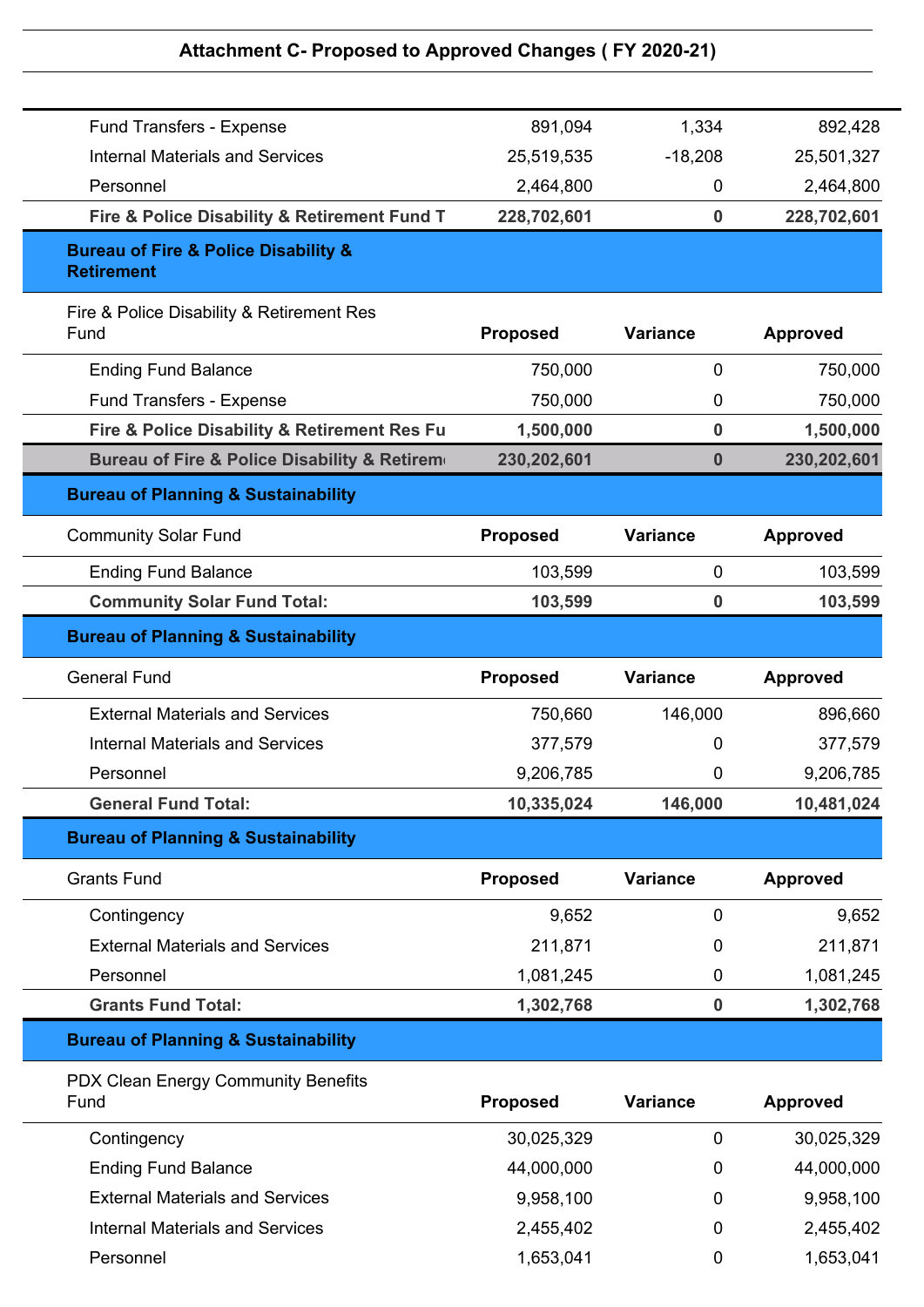## Attachment C- Proposed to Approved Changes ( FY 2020-21)

| | | | |
|---|---|---|---|
| Fund Transfers - Expense | 891,094 | 1,334 | 892,428 |
| Internal Materials and Services | 25,519,535 | -18,208 | 25,501,327 |
| Personnel | 2,464,800 | 0 | 2,464,800 |
| **Fire & Police Disability & Retirement Fund T** | **228,702,601** | **0** | **228,702,601** |

**Bureau of Fire & Police Disability & Retirement**

| Fire & Police Disability & Retirement Res Fund | Proposed | Variance | Approved |
|---|---|---|---|
| Ending Fund Balance | 750,000 | 0 | 750,000 |
| Fund Transfers - Expense | 750,000 | 0 | 750,000 |
| **Fire & Police Disability & Retirement Res Fu** | **1,500,000** | **0** | **1,500,000** |
| **Bureau of Fire & Police Disability & Retirem** | **230,202,601** | **0** | **230,202,601** |

**Bureau of Planning & Sustainability**

| Community Solar Fund | Proposed | Variance | Approved |
|---|---|---|---|
| Ending Fund Balance | 103,599 | 0 | 103,599 |
| **Community Solar Fund Total:** | **103,599** | **0** | **103,599** |

**Bureau of Planning & Sustainability**

| General Fund | Proposed | Variance | Approved |
|---|---|---|---|
| External Materials and Services | 750,660 | 146,000 | 896,660 |
| Internal Materials and Services | 377,579 | 0 | 377,579 |
| Personnel | 9,206,785 | 0 | 9,206,785 |
| **General Fund Total:** | **10,335,024** | **146,000** | **10,481,024** |

**Bureau of Planning & Sustainability**

| Grants Fund | Proposed | Variance | Approved |
|---|---|---|---|
| Contingency | 9,652 | 0 | 9,652 |
| External Materials and Services | 211,871 | 0 | 211,871 |
| Personnel | 1,081,245 | 0 | 1,081,245 |
| **Grants Fund Total:** | **1,302,768** | **0** | **1,302,768** |

**Bureau of Planning & Sustainability**

| PDX Clean Energy Community Benefits Fund | Proposed | Variance | Approved |
|---|---|---|---|
| Contingency | 30,025,329 | 0 | 30,025,329 |
| Ending Fund Balance | 44,000,000 | 0 | 44,000,000 |
| External Materials and Services | 9,958,100 | 0 | 9,958,100 |
| Internal Materials and Services | 2,455,402 | 0 | 2,455,402 |
| Personnel | 1,653,041 | 0 | 1,653,041 |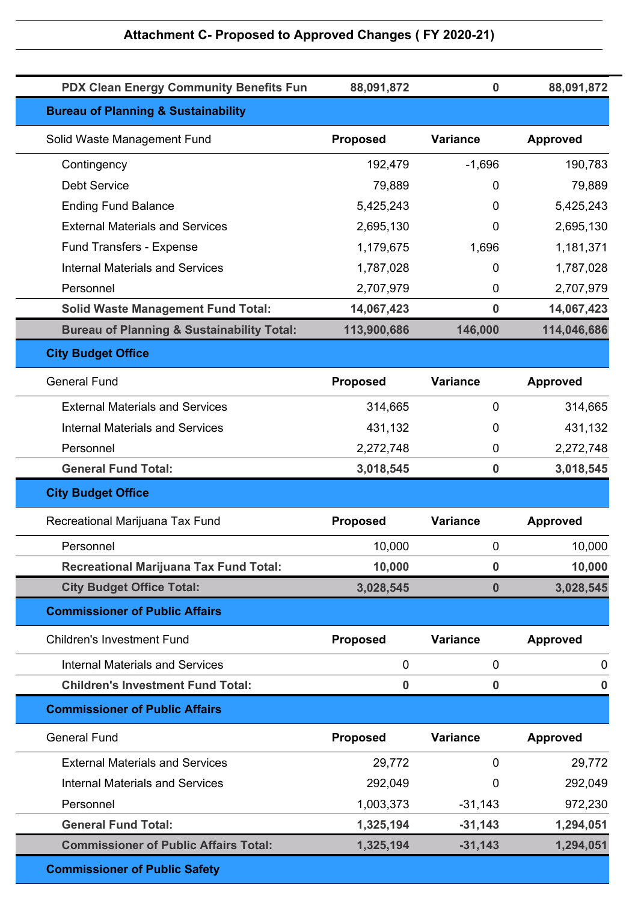## Attachment C- Proposed to Approved Changes ( FY 2020-21)

| | | | |
|---|---|---|---|
| **PDX Clean Energy Community Benefits Fun** | **88,091,872** | **0** | **88,091,872** |

### Bureau of Planning & Sustainability

| Solid Waste Management Fund | Proposed | Variance | Approved |
|---|---|---|---|
| Contingency | 192,479 | -1,696 | 190,783 |
| Debt Service | 79,889 | 0 | 79,889 |
| Ending Fund Balance | 5,425,243 | 0 | 5,425,243 |
| External Materials and Services | 2,695,130 | 0 | 2,695,130 |
| Fund Transfers - Expense | 1,179,675 | 1,696 | 1,181,371 |
| Internal Materials and Services | 1,787,028 | 0 | 1,787,028 |
| Personnel | 2,707,979 | 0 | 2,707,979 |
| **Solid Waste Management Fund Total:** | **14,067,423** | **0** | **14,067,423** |
| **Bureau of Planning & Sustainability Total:** | **113,900,686** | **146,000** | **114,046,686** |

### City Budget Office

| General Fund | Proposed | Variance | Approved |
|---|---|---|---|
| External Materials and Services | 314,665 | 0 | 314,665 |
| Internal Materials and Services | 431,132 | 0 | 431,132 |
| Personnel | 2,272,748 | 0 | 2,272,748 |
| **General Fund Total:** | **3,018,545** | **0** | **3,018,545** |

### City Budget Office

| Recreational Marijuana Tax Fund | Proposed | Variance | Approved |
|---|---|---|---|
| Personnel | 10,000 | 0 | 10,000 |
| **Recreational Marijuana Tax Fund Total:** | **10,000** | **0** | **10,000** |
| **City Budget Office Total:** | **3,028,545** | **0** | **3,028,545** |

### Commissioner of Public Affairs

| Children's Investment Fund | Proposed | Variance | Approved |
|---|---|---|---|
| Internal Materials and Services | 0 | 0 | 0 |
| **Children's Investment Fund Total:** | **0** | **0** | **0** |

### Commissioner of Public Affairs

| General Fund | Proposed | Variance | Approved |
|---|---|---|---|
| External Materials and Services | 29,772 | 0 | 29,772 |
| Internal Materials and Services | 292,049 | 0 | 292,049 |
| Personnel | 1,003,373 | -31,143 | 972,230 |
| **General Fund Total:** | **1,325,194** | **-31,143** | **1,294,051** |
| **Commissioner of Public Affairs Total:** | **1,325,194** | **-31,143** | **1,294,051** |

### Commissioner of Public Safety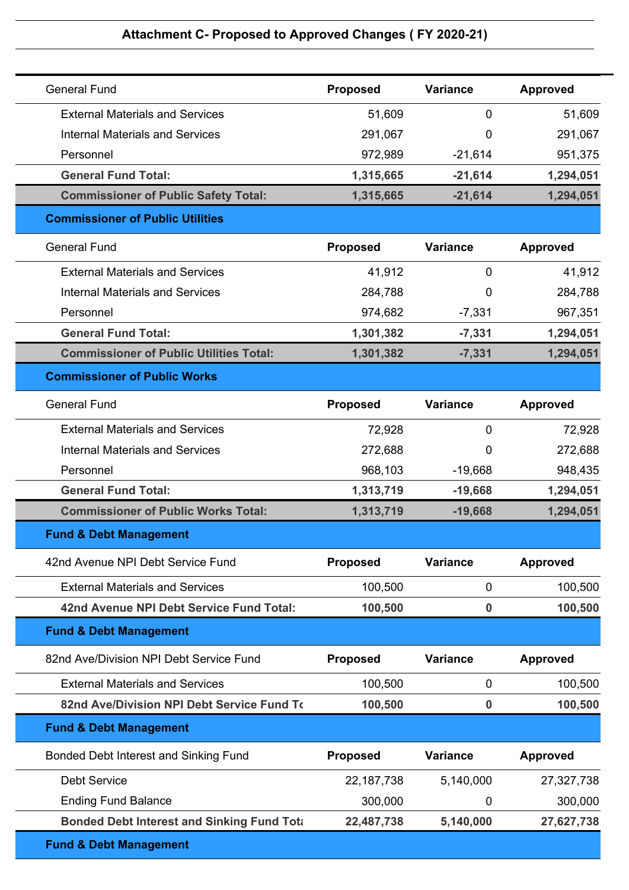## Attachment C- Proposed to Approved Changes ( FY 2020-21)

| General Fund | Proposed | Variance | Approved |
|---|---|---|---|
| External Materials and Services | 51,609 | 0 | 51,609 |
| Internal Materials and Services | 291,067 | 0 | 291,067 |
| Personnel | 972,989 | -21,614 | 951,375 |
| **General Fund Total:** | **1,315,665** | **-21,614** | **1,294,051** |
| **Commissioner of Public Safety Total:** | **1,315,665** | **-21,614** | **1,294,051** |

**Commissioner of Public Utilities**

| General Fund | Proposed | Variance | Approved |
|---|---|---|---|
| External Materials and Services | 41,912 | 0 | 41,912 |
| Internal Materials and Services | 284,788 | 0 | 284,788 |
| Personnel | 974,682 | -7,331 | 967,351 |
| **General Fund Total:** | **1,301,382** | **-7,331** | **1,294,051** |
| **Commissioner of Public Utilities Total:** | **1,301,382** | **-7,331** | **1,294,051** |

**Commissioner of Public Works**

| General Fund | Proposed | Variance | Approved |
|---|---|---|---|
| External Materials and Services | 72,928 | 0 | 72,928 |
| Internal Materials and Services | 272,688 | 0 | 272,688 |
| Personnel | 968,103 | -19,668 | 948,435 |
| **General Fund Total:** | **1,313,719** | **-19,668** | **1,294,051** |
| **Commissioner of Public Works Total:** | **1,313,719** | **-19,668** | **1,294,051** |

**Fund & Debt Management**

| 42nd Avenue NPI Debt Service Fund | Proposed | Variance | Approved |
|---|---|---|---|
| External Materials and Services | 100,500 | 0 | 100,500 |
| **42nd Avenue NPI Debt Service Fund Total:** | **100,500** | **0** | **100,500** |

**Fund & Debt Management**

| 82nd Ave/Division NPI Debt Service Fund | Proposed | Variance | Approved |
|---|---|---|---|
| External Materials and Services | 100,500 | 0 | 100,500 |
| **82nd Ave/Division NPI Debt Service Fund To** | **100,500** | **0** | **100,500** |

**Fund & Debt Management**

| Bonded Debt Interest and Sinking Fund | Proposed | Variance | Approved |
|---|---|---|---|
| Debt Service | 22,187,738 | 5,140,000 | 27,327,738 |
| Ending Fund Balance | 300,000 | 0 | 300,000 |
| **Bonded Debt Interest and Sinking Fund Tota** | **22,487,738** | **5,140,000** | **27,627,738** |

**Fund & Debt Management**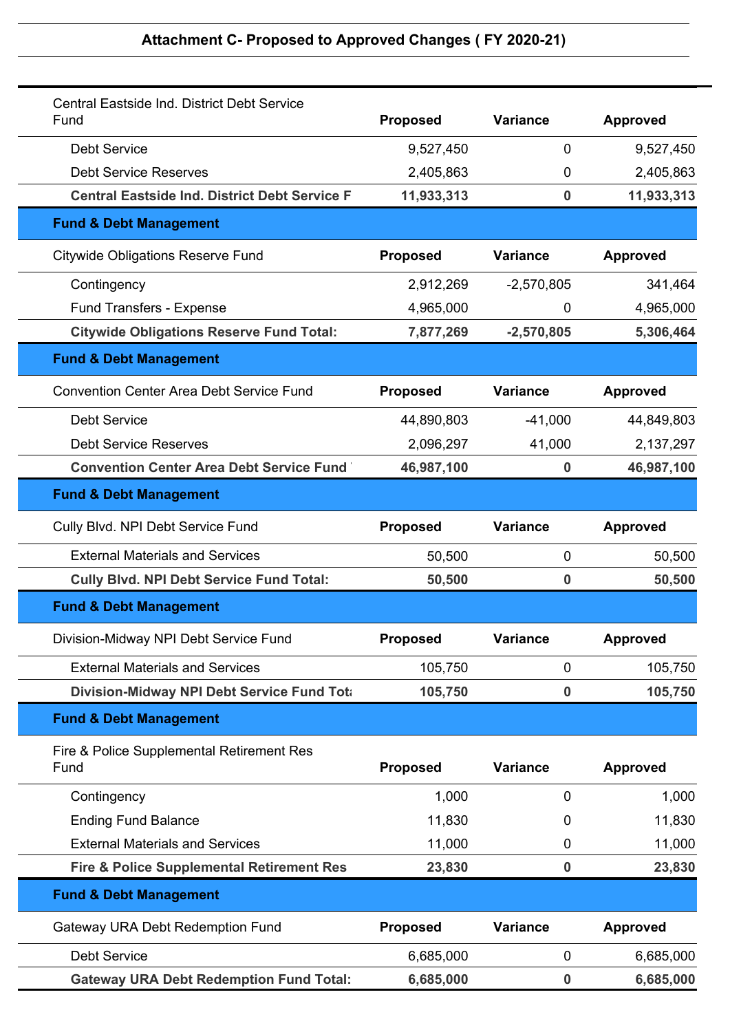## Attachment C- Proposed to Approved Changes ( FY 2020-21)

| Central Eastside Ind. District Debt Service Fund | Proposed | Variance | Approved |
|---|---|---|---|
| Debt Service | 9,527,450 | 0 | 9,527,450 |
| Debt Service Reserves | 2,405,863 | 0 | 2,405,863 |
| **Central Eastside Ind. District Debt Service F** | **11,933,313** | **0** | **11,933,313** |

**Fund & Debt Management**

| Citywide Obligations Reserve Fund | Proposed | Variance | Approved |
|---|---|---|---|
| Contingency | 2,912,269 | -2,570,805 | 341,464 |
| Fund Transfers - Expense | 4,965,000 | 0 | 4,965,000 |
| **Citywide Obligations Reserve Fund Total:** | **7,877,269** | **-2,570,805** | **5,306,464** |

**Fund & Debt Management**

| Convention Center Area Debt Service Fund | Proposed | Variance | Approved |
|---|---|---|---|
| Debt Service | 44,890,803 | -41,000 | 44,849,803 |
| Debt Service Reserves | 2,096,297 | 41,000 | 2,137,297 |
| **Convention Center Area Debt Service Fund** | **46,987,100** | **0** | **46,987,100** |

**Fund & Debt Management**

| Cully Blvd. NPI Debt Service Fund | Proposed | Variance | Approved |
|---|---|---|---|
| External Materials and Services | 50,500 | 0 | 50,500 |
| **Cully Blvd. NPI Debt Service Fund Total:** | **50,500** | **0** | **50,500** |

**Fund & Debt Management**

| Division-Midway NPI Debt Service Fund | Proposed | Variance | Approved |
|---|---|---|---|
| External Materials and Services | 105,750 | 0 | 105,750 |
| **Division-Midway NPI Debt Service Fund Tota** | **105,750** | **0** | **105,750** |

**Fund & Debt Management**

| Fire & Police Supplemental Retirement Res Fund | Proposed | Variance | Approved |
|---|---|---|---|
| Contingency | 1,000 | 0 | 1,000 |
| Ending Fund Balance | 11,830 | 0 | 11,830 |
| External Materials and Services | 11,000 | 0 | 11,000 |
| **Fire & Police Supplemental Retirement Res** | **23,830** | **0** | **23,830** |

**Fund & Debt Management**

| Gateway URA Debt Redemption Fund | Proposed | Variance | Approved |
|---|---|---|---|
| Debt Service | 6,685,000 | 0 | 6,685,000 |
| **Gateway URA Debt Redemption Fund Total:** | **6,685,000** | **0** | **6,685,000** |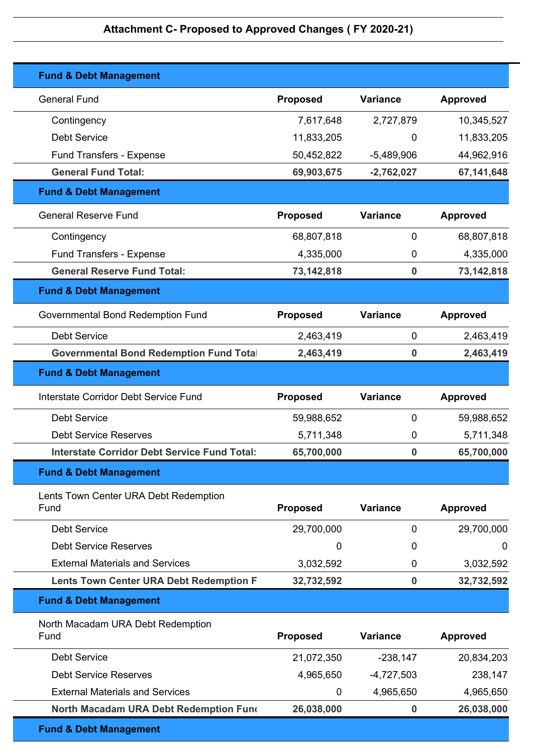## Attachment C- Proposed to Approved Changes ( FY 2020-21)

### Fund & Debt Management

| General Fund | Proposed | Variance | Approved |
|---|---|---|---|
| Contingency | 7,617,648 | 2,727,879 | 10,345,527 |
| Debt Service | 11,833,205 | 0 | 11,833,205 |
| Fund Transfers - Expense | 50,452,822 | -5,489,906 | 44,962,916 |
| **General Fund Total:** | **69,903,675** | **-2,762,027** | **67,141,648** |

### Fund & Debt Management

| General Reserve Fund | Proposed | Variance | Approved |
|---|---|---|---|
| Contingency | 68,807,818 | 0 | 68,807,818 |
| Fund Transfers - Expense | 4,335,000 | 0 | 4,335,000 |
| **General Reserve Fund Total:** | **73,142,818** | **0** | **73,142,818** |

### Fund & Debt Management

| Governmental Bond Redemption Fund | Proposed | Variance | Approved |
|---|---|---|---|
| Debt Service | 2,463,419 | 0 | 2,463,419 |
| **Governmental Bond Redemption Fund Total** | **2,463,419** | **0** | **2,463,419** |

### Fund & Debt Management

| Interstate Corridor Debt Service Fund | Proposed | Variance | Approved |
|---|---|---|---|
| Debt Service | 59,988,652 | 0 | 59,988,652 |
| Debt Service Reserves | 5,711,348 | 0 | 5,711,348 |
| **Interstate Corridor Debt Service Fund Total:** | **65,700,000** | **0** | **65,700,000** |

### Fund & Debt Management

| Lents Town Center URA Debt Redemption Fund | Proposed | Variance | Approved |
|---|---|---|---|
| Debt Service | 29,700,000 | 0 | 29,700,000 |
| Debt Service Reserves | 0 | 0 | 0 |
| External Materials and Services | 3,032,592 | 0 | 3,032,592 |
| **Lents Town Center URA Debt Redemption F** | **32,732,592** | **0** | **32,732,592** |

### Fund & Debt Management

| North Macadam URA Debt Redemption Fund | Proposed | Variance | Approved |
|---|---|---|---|
| Debt Service | 21,072,350 | -238,147 | 20,834,203 |
| Debt Service Reserves | 4,965,650 | -4,727,503 | 238,147 |
| External Materials and Services | 0 | 4,965,650 | 4,965,650 |
| **North Macadam URA Debt Redemption Fund** | **26,038,000** | **0** | **26,038,000** |

### Fund & Debt Management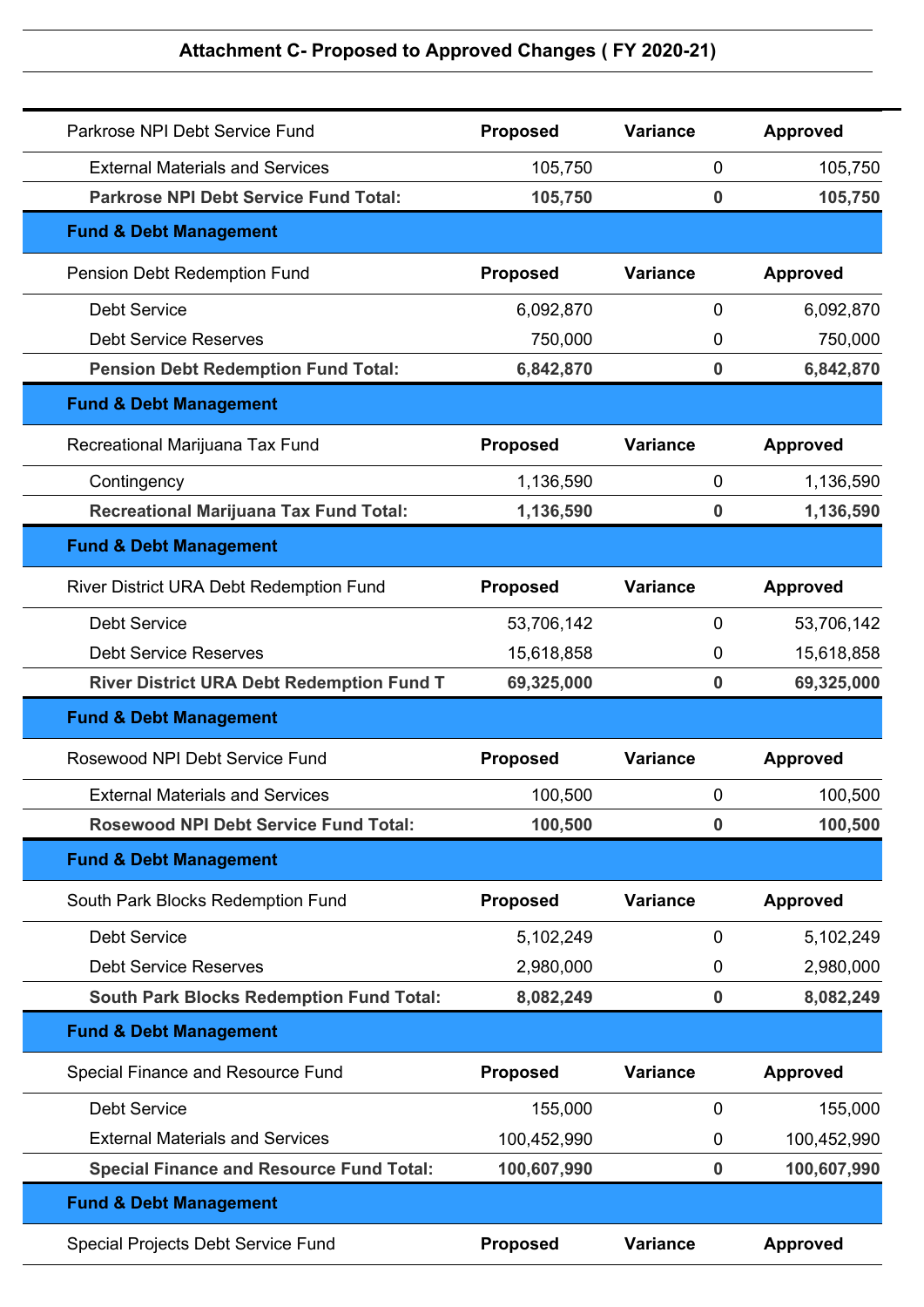## Attachment C- Proposed to Approved Changes ( FY 2020-21)

| Parkrose NPI Debt Service Fund | Proposed | Variance | Approved |
|---|---|---|---|
| External Materials and Services | 105,750 | 0 | 105,750 |
| **Parkrose NPI Debt Service Fund Total:** | **105,750** | **0** | **105,750** |

**Fund & Debt Management**

| Pension Debt Redemption Fund | Proposed | Variance | Approved |
|---|---|---|---|
| Debt Service | 6,092,870 | 0 | 6,092,870 |
| Debt Service Reserves | 750,000 | 0 | 750,000 |
| **Pension Debt Redemption Fund Total:** | **6,842,870** | **0** | **6,842,870** |

**Fund & Debt Management**

| Recreational Marijuana Tax Fund | Proposed | Variance | Approved |
|---|---|---|---|
| Contingency | 1,136,590 | 0 | 1,136,590 |
| **Recreational Marijuana Tax Fund Total:** | **1,136,590** | **0** | **1,136,590** |

**Fund & Debt Management**

| River District URA Debt Redemption Fund | Proposed | Variance | Approved |
|---|---|---|---|
| Debt Service | 53,706,142 | 0 | 53,706,142 |
| Debt Service Reserves | 15,618,858 | 0 | 15,618,858 |
| **River District URA Debt Redemption Fund T** | **69,325,000** | **0** | **69,325,000** |

**Fund & Debt Management**

| Rosewood NPI Debt Service Fund | Proposed | Variance | Approved |
|---|---|---|---|
| External Materials and Services | 100,500 | 0 | 100,500 |
| **Rosewood NPI Debt Service Fund Total:** | **100,500** | **0** | **100,500** |

**Fund & Debt Management**

| South Park Blocks Redemption Fund | Proposed | Variance | Approved |
|---|---|---|---|
| Debt Service | 5,102,249 | 0 | 5,102,249 |
| Debt Service Reserves | 2,980,000 | 0 | 2,980,000 |
| **South Park Blocks Redemption Fund Total:** | **8,082,249** | **0** | **8,082,249** |

**Fund & Debt Management**

| Special Finance and Resource Fund | Proposed | Variance | Approved |
|---|---|---|---|
| Debt Service | 155,000 | 0 | 155,000 |
| External Materials and Services | 100,452,990 | 0 | 100,452,990 |
| **Special Finance and Resource Fund Total:** | **100,607,990** | **0** | **100,607,990** |

**Fund & Debt Management**

| Special Projects Debt Service Fund | Proposed | Variance | Approved |
|---|---|---|---|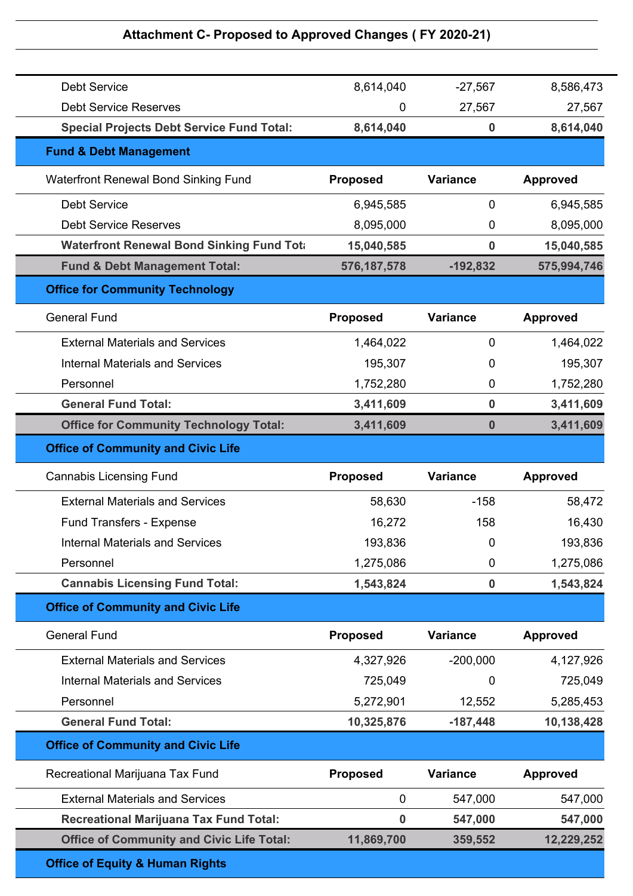## Attachment C- Proposed to Approved Changes ( FY 2020-21)

| | Proposed | Variance | Approved |
|---|---|---|---|
| Debt Service | 8,614,040 | -27,567 | 8,586,473 |
| Debt Service Reserves | 0 | 27,567 | 27,567 |
| **Special Projects Debt Service Fund Total:** | **8,614,040** | **0** | **8,614,040** |
| **Fund & Debt Management** | | | |
| Waterfront Renewal Bond Sinking Fund | **Proposed** | **Variance** | **Approved** |
| Debt Service | 6,945,585 | 0 | 6,945,585 |
| Debt Service Reserves | 8,095,000 | 0 | 8,095,000 |
| **Waterfront Renewal Bond Sinking Fund Tota** | **15,040,585** | **0** | **15,040,585** |
| **Fund & Debt Management Total:** | **576,187,578** | **-192,832** | **575,994,746** |
| **Office for Community Technology** | | | |
| General Fund | **Proposed** | **Variance** | **Approved** |
| External Materials and Services | 1,464,022 | 0 | 1,464,022 |
| Internal Materials and Services | 195,307 | 0 | 195,307 |
| Personnel | 1,752,280 | 0 | 1,752,280 |
| **General Fund Total:** | **3,411,609** | **0** | **3,411,609** |
| **Office for Community Technology Total:** | **3,411,609** | **0** | **3,411,609** |
| **Office of Community and Civic Life** | | | |
| Cannabis Licensing Fund | **Proposed** | **Variance** | **Approved** |
| External Materials and Services | 58,630 | -158 | 58,472 |
| Fund Transfers - Expense | 16,272 | 158 | 16,430 |
| Internal Materials and Services | 193,836 | 0 | 193,836 |
| Personnel | 1,275,086 | 0 | 1,275,086 |
| **Cannabis Licensing Fund Total:** | **1,543,824** | **0** | **1,543,824** |
| **Office of Community and Civic Life** | | | |
| General Fund | **Proposed** | **Variance** | **Approved** |
| External Materials and Services | 4,327,926 | -200,000 | 4,127,926 |
| Internal Materials and Services | 725,049 | 0 | 725,049 |
| Personnel | 5,272,901 | 12,552 | 5,285,453 |
| **General Fund Total:** | **10,325,876** | **-187,448** | **10,138,428** |
| **Office of Community and Civic Life** | | | |
| Recreational Marijuana Tax Fund | **Proposed** | **Variance** | **Approved** |
| External Materials and Services | 0 | 547,000 | 547,000 |
| **Recreational Marijuana Tax Fund Total:** | **0** | **547,000** | **547,000** |
| **Office of Community and Civic Life Total:** | **11,869,700** | **359,552** | **12,229,252** |
| **Office of Equity & Human Rights** | | | |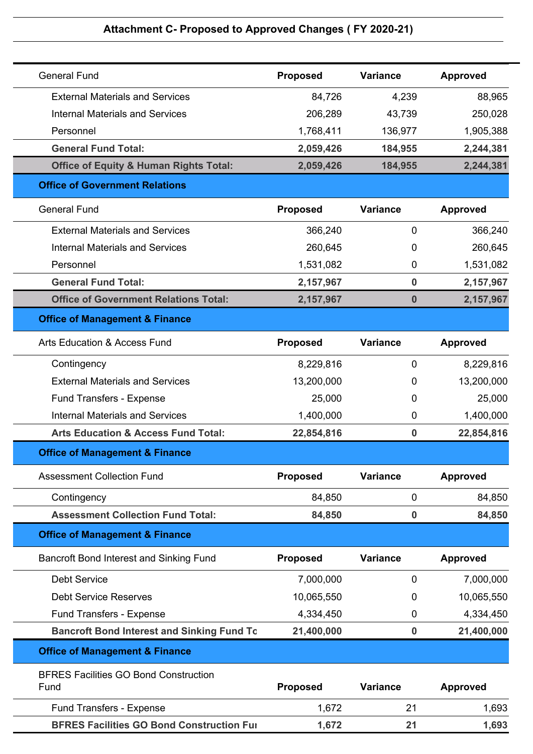## Attachment C- Proposed to Approved Changes ( FY 2020-21)

| General Fund | Proposed | Variance | Approved |
|---|---|---|---|
| External Materials and Services | 84,726 | 4,239 | 88,965 |
| Internal Materials and Services | 206,289 | 43,739 | 250,028 |
| Personnel | 1,768,411 | 136,977 | 1,905,388 |
| **General Fund Total:** | **2,059,426** | **184,955** | **2,244,381** |
| **Office of Equity & Human Rights Total:** | **2,059,426** | **184,955** | **2,244,381** |

**Office of Government Relations**

| General Fund | Proposed | Variance | Approved |
|---|---|---|---|
| External Materials and Services | 366,240 | 0 | 366,240 |
| Internal Materials and Services | 260,645 | 0 | 260,645 |
| Personnel | 1,531,082 | 0 | 1,531,082 |
| **General Fund Total:** | **2,157,967** | **0** | **2,157,967** |
| **Office of Government Relations Total:** | **2,157,967** | **0** | **2,157,967** |

**Office of Management & Finance**

| Arts Education & Access Fund | Proposed | Variance | Approved |
|---|---|---|---|
| Contingency | 8,229,816 | 0 | 8,229,816 |
| External Materials and Services | 13,200,000 | 0 | 13,200,000 |
| Fund Transfers - Expense | 25,000 | 0 | 25,000 |
| Internal Materials and Services | 1,400,000 | 0 | 1,400,000 |
| **Arts Education & Access Fund Total:** | **22,854,816** | **0** | **22,854,816** |

**Office of Management & Finance**

| Assessment Collection Fund | Proposed | Variance | Approved |
|---|---|---|---|
| Contingency | 84,850 | 0 | 84,850 |
| **Assessment Collection Fund Total:** | **84,850** | **0** | **84,850** |

**Office of Management & Finance**

| Bancroft Bond Interest and Sinking Fund | Proposed | Variance | Approved |
|---|---|---|---|
| Debt Service | 7,000,000 | 0 | 7,000,000 |
| Debt Service Reserves | 10,065,550 | 0 | 10,065,550 |
| Fund Transfers - Expense | 4,334,450 | 0 | 4,334,450 |
| **Bancroft Bond Interest and Sinking Fund To** | **21,400,000** | **0** | **21,400,000** |

**Office of Management & Finance**

| BFRES Facilities GO Bond Construction Fund | Proposed | Variance | Approved |
|---|---|---|---|
| Fund Transfers - Expense | 1,672 | 21 | 1,693 |
| **BFRES Facilities GO Bond Construction Fu** | **1,672** | **21** | **1,693** |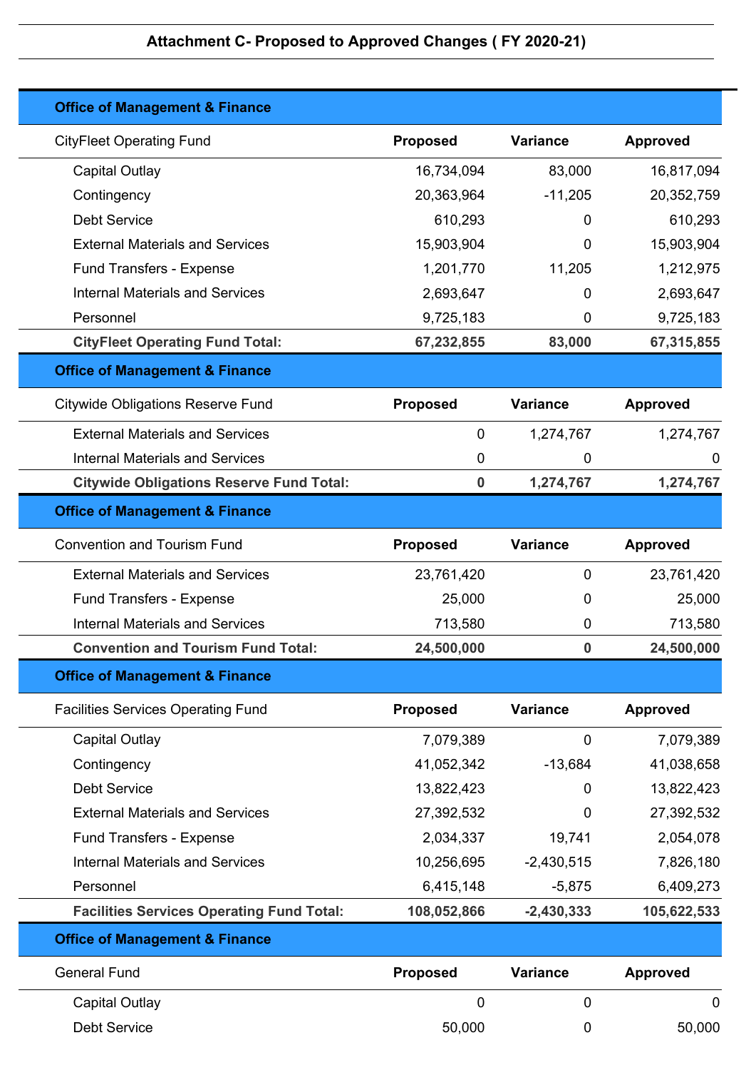## Attachment C- Proposed to Approved Changes ( FY 2020-21)

### Office of Management & Finance

| CityFleet Operating Fund | Proposed | Variance | Approved |
|---|---|---|---|
| Capital Outlay | 16,734,094 | 83,000 | 16,817,094 |
| Contingency | 20,363,964 | -11,205 | 20,352,759 |
| Debt Service | 610,293 | 0 | 610,293 |
| External Materials and Services | 15,903,904 | 0 | 15,903,904 |
| Fund Transfers - Expense | 1,201,770 | 11,205 | 1,212,975 |
| Internal Materials and Services | 2,693,647 | 0 | 2,693,647 |
| Personnel | 9,725,183 | 0 | 9,725,183 |
| **CityFleet Operating Fund Total:** | **67,232,855** | **83,000** | **67,315,855** |

### Office of Management & Finance

| Citywide Obligations Reserve Fund | Proposed | Variance | Approved |
|---|---|---|---|
| External Materials and Services | 0 | 1,274,767 | 1,274,767 |
| Internal Materials and Services | 0 | 0 | 0 |
| **Citywide Obligations Reserve Fund Total:** | **0** | **1,274,767** | **1,274,767** |

### Office of Management & Finance

| Convention and Tourism Fund | Proposed | Variance | Approved |
|---|---|---|---|
| External Materials and Services | 23,761,420 | 0 | 23,761,420 |
| Fund Transfers - Expense | 25,000 | 0 | 25,000 |
| Internal Materials and Services | 713,580 | 0 | 713,580 |
| **Convention and Tourism Fund Total:** | **24,500,000** | **0** | **24,500,000** |

### Office of Management & Finance

| Facilities Services Operating Fund | Proposed | Variance | Approved |
|---|---|---|---|
| Capital Outlay | 7,079,389 | 0 | 7,079,389 |
| Contingency | 41,052,342 | -13,684 | 41,038,658 |
| Debt Service | 13,822,423 | 0 | 13,822,423 |
| External Materials and Services | 27,392,532 | 0 | 27,392,532 |
| Fund Transfers - Expense | 2,034,337 | 19,741 | 2,054,078 |
| Internal Materials and Services | 10,256,695 | -2,430,515 | 7,826,180 |
| Personnel | 6,415,148 | -5,875 | 6,409,273 |
| **Facilities Services Operating Fund Total:** | **108,052,866** | **-2,430,333** | **105,622,533** |

### Office of Management & Finance

| General Fund | Proposed | Variance | Approved |
|---|---|---|---|
| Capital Outlay | 0 | 0 | 0 |
| Debt Service | 50,000 | 0 | 50,000 |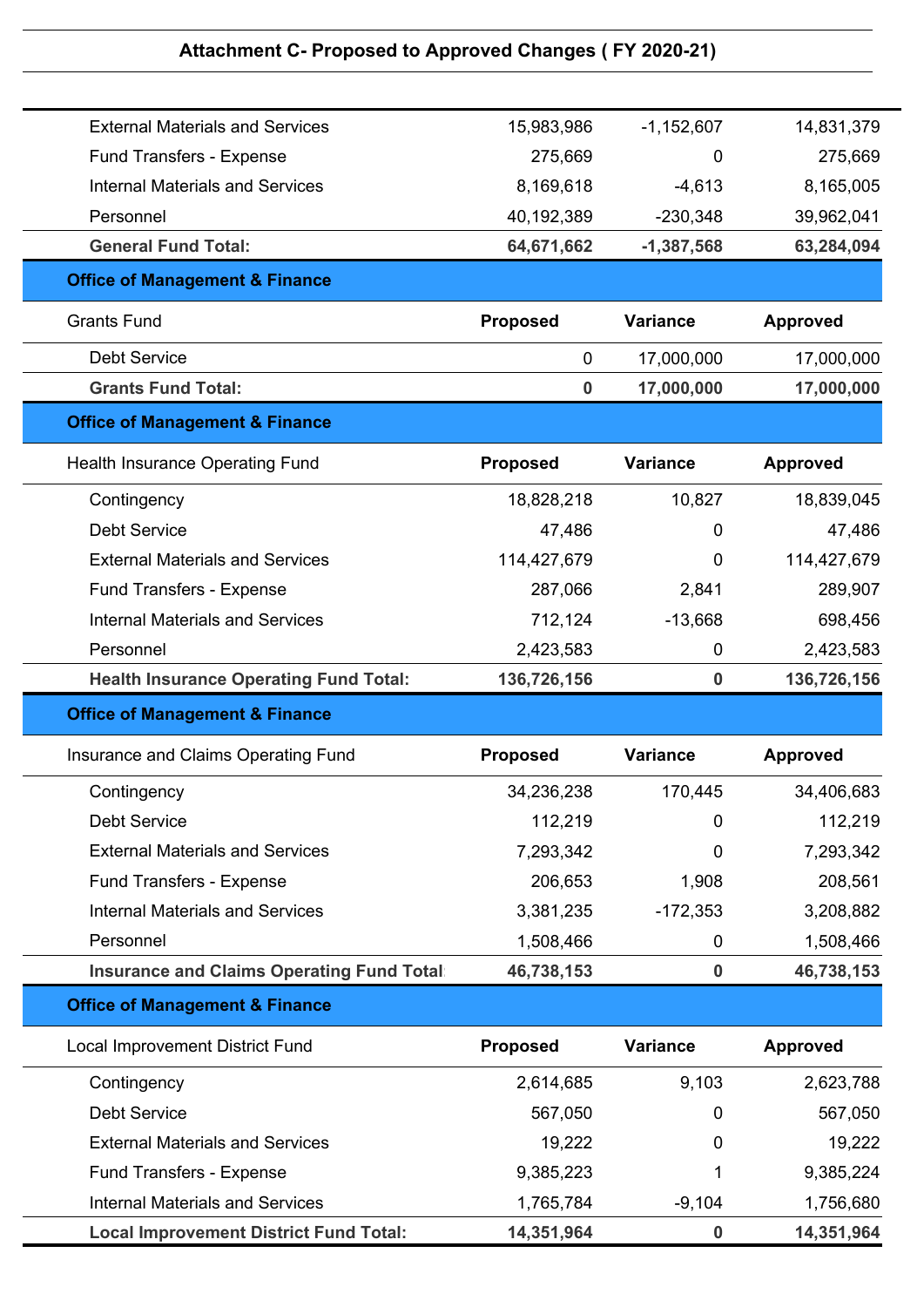## Attachment C- Proposed to Approved Changes ( FY 2020-21)

| | | | |
|---|---|---|---|
| External Materials and Services | 15,983,986 | -1,152,607 | 14,831,379 |
| Fund Transfers - Expense | 275,669 | 0 | 275,669 |
| Internal Materials and Services | 8,169,618 | -4,613 | 8,165,005 |
| Personnel | 40,192,389 | -230,348 | 39,962,041 |
| **General Fund Total:** | **64,671,662** | **-1,387,568** | **63,284,094** |

**Office of Management & Finance**

| Grants Fund | Proposed | Variance | Approved |
|---|---|---|---|
| Debt Service | 0 | 17,000,000 | 17,000,000 |
| **Grants Fund Total:** | **0** | **17,000,000** | **17,000,000** |

**Office of Management & Finance**

| Health Insurance Operating Fund | Proposed | Variance | Approved |
|---|---|---|---|
| Contingency | 18,828,218 | 10,827 | 18,839,045 |
| Debt Service | 47,486 | 0 | 47,486 |
| External Materials and Services | 114,427,679 | 0 | 114,427,679 |
| Fund Transfers - Expense | 287,066 | 2,841 | 289,907 |
| Internal Materials and Services | 712,124 | -13,668 | 698,456 |
| Personnel | 2,423,583 | 0 | 2,423,583 |
| **Health Insurance Operating Fund Total:** | **136,726,156** | **0** | **136,726,156** |

**Office of Management & Finance**

| Insurance and Claims Operating Fund | Proposed | Variance | Approved |
|---|---|---|---|
| Contingency | 34,236,238 | 170,445 | 34,406,683 |
| Debt Service | 112,219 | 0 | 112,219 |
| External Materials and Services | 7,293,342 | 0 | 7,293,342 |
| Fund Transfers - Expense | 206,653 | 1,908 | 208,561 |
| Internal Materials and Services | 3,381,235 | -172,353 | 3,208,882 |
| Personnel | 1,508,466 | 0 | 1,508,466 |
| **Insurance and Claims Operating Fund Total:** | **46,738,153** | **0** | **46,738,153** |

**Office of Management & Finance**

| Local Improvement District Fund | Proposed | Variance | Approved |
|---|---|---|---|
| Contingency | 2,614,685 | 9,103 | 2,623,788 |
| Debt Service | 567,050 | 0 | 567,050 |
| External Materials and Services | 19,222 | 0 | 19,222 |
| Fund Transfers - Expense | 9,385,223 | 1 | 9,385,224 |
| Internal Materials and Services | 1,765,784 | -9,104 | 1,756,680 |
| **Local Improvement District Fund Total:** | **14,351,964** | **0** | **14,351,964** |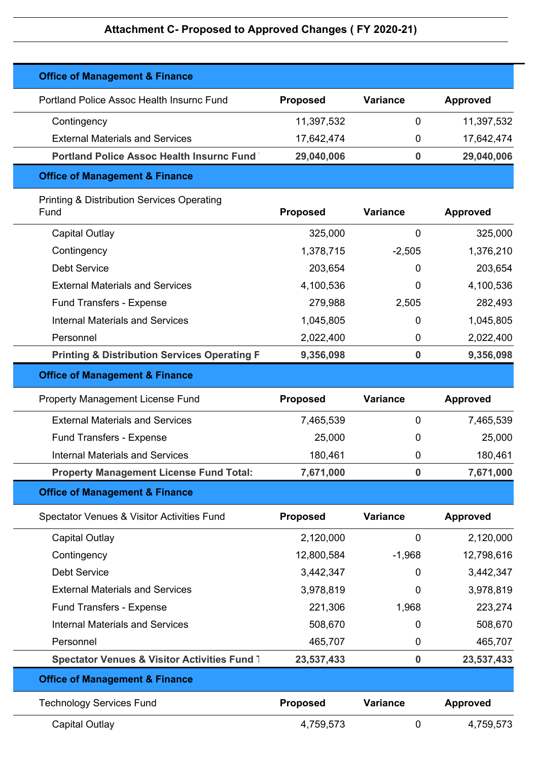## Attachment C- Proposed to Approved Changes ( FY 2020-21)

### Office of Management & Finance

| Portland Police Assoc Health Insurnc Fund | Proposed | Variance | Approved |
|---|---|---|---|
| Contingency | 11,397,532 | 0 | 11,397,532 |
| External Materials and Services | 17,642,474 | 0 | 17,642,474 |
| **Portland Police Assoc Health Insurnc Fund** | **29,040,006** | **0** | **29,040,006** |

### Office of Management & Finance

| Printing & Distribution Services Operating Fund | Proposed | Variance | Approved |
|---|---|---|---|
| Capital Outlay | 325,000 | 0 | 325,000 |
| Contingency | 1,378,715 | -2,505 | 1,376,210 |
| Debt Service | 203,654 | 0 | 203,654 |
| External Materials and Services | 4,100,536 | 0 | 4,100,536 |
| Fund Transfers - Expense | 279,988 | 2,505 | 282,493 |
| Internal Materials and Services | 1,045,805 | 0 | 1,045,805 |
| Personnel | 2,022,400 | 0 | 2,022,400 |
| **Printing & Distribution Services Operating F** | **9,356,098** | **0** | **9,356,098** |

### Office of Management & Finance

| Property Management License Fund | Proposed | Variance | Approved |
|---|---|---|---|
| External Materials and Services | 7,465,539 | 0 | 7,465,539 |
| Fund Transfers - Expense | 25,000 | 0 | 25,000 |
| Internal Materials and Services | 180,461 | 0 | 180,461 |
| **Property Management License Fund Total:** | **7,671,000** | **0** | **7,671,000** |

### Office of Management & Finance

| Spectator Venues & Visitor Activities Fund | Proposed | Variance | Approved |
|---|---|---|---|
| Capital Outlay | 2,120,000 | 0 | 2,120,000 |
| Contingency | 12,800,584 | -1,968 | 12,798,616 |
| Debt Service | 3,442,347 | 0 | 3,442,347 |
| External Materials and Services | 3,978,819 | 0 | 3,978,819 |
| Fund Transfers - Expense | 221,306 | 1,968 | 223,274 |
| Internal Materials and Services | 508,670 | 0 | 508,670 |
| Personnel | 465,707 | 0 | 465,707 |
| **Spectator Venues & Visitor Activities Fund T** | **23,537,433** | **0** | **23,537,433** |

### Office of Management & Finance

| Technology Services Fund | Proposed | Variance | Approved |
|---|---|---|---|
| Capital Outlay | 4,759,573 | 0 | 4,759,573 |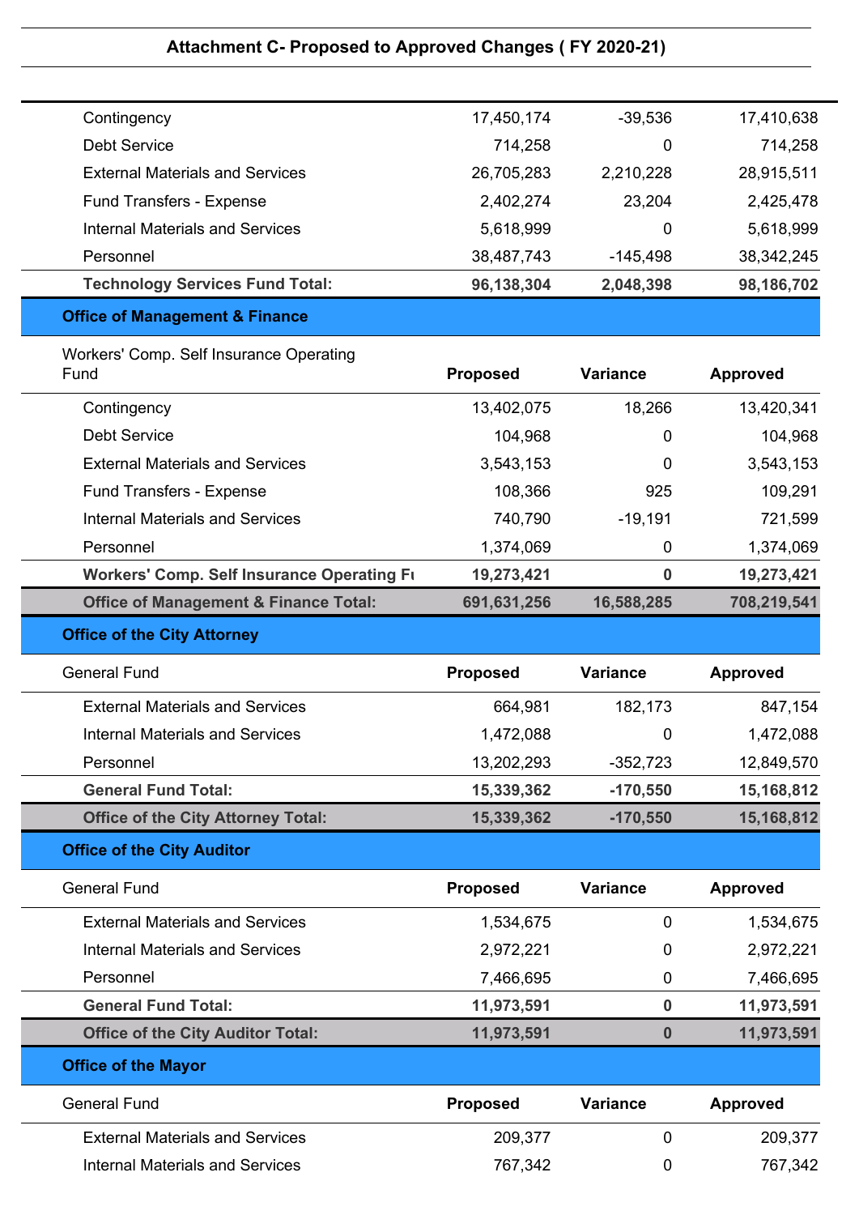## Attachment C- Proposed to Approved Changes ( FY 2020-21)

| | Proposed | Variance | Approved |
|---|---|---|---|
| Contingency | 17,450,174 | -39,536 | 17,410,638 |
| Debt Service | 714,258 | 0 | 714,258 |
| External Materials and Services | 26,705,283 | 2,210,228 | 28,915,511 |
| Fund Transfers - Expense | 2,402,274 | 23,204 | 2,425,478 |
| Internal Materials and Services | 5,618,999 | 0 | 5,618,999 |
| Personnel | 38,487,743 | -145,498 | 38,342,245 |
| **Technology Services Fund Total:** | **96,138,304** | **2,048,398** | **98,186,702** |

### Office of Management & Finance

| Workers' Comp. Self Insurance Operating Fund | Proposed | Variance | Approved |
|---|---|---|---|
| Contingency | 13,402,075 | 18,266 | 13,420,341 |
| Debt Service | 104,968 | 0 | 104,968 |
| External Materials and Services | 3,543,153 | 0 | 3,543,153 |
| Fund Transfers - Expense | 108,366 | 925 | 109,291 |
| Internal Materials and Services | 740,790 | -19,191 | 721,599 |
| Personnel | 1,374,069 | 0 | 1,374,069 |
| **Workers' Comp. Self Insurance Operating Fu** | **19,273,421** | **0** | **19,273,421** |
| **Office of Management & Finance Total:** | **691,631,256** | **16,588,285** | **708,219,541** |

### Office of the City Attorney

| General Fund | Proposed | Variance | Approved |
|---|---|---|---|
| External Materials and Services | 664,981 | 182,173 | 847,154 |
| Internal Materials and Services | 1,472,088 | 0 | 1,472,088 |
| Personnel | 13,202,293 | -352,723 | 12,849,570 |
| **General Fund Total:** | **15,339,362** | **-170,550** | **15,168,812** |
| **Office of the City Attorney Total:** | **15,339,362** | **-170,550** | **15,168,812** |

### Office of the City Auditor

| General Fund | Proposed | Variance | Approved |
|---|---|---|---|
| External Materials and Services | 1,534,675 | 0 | 1,534,675 |
| Internal Materials and Services | 2,972,221 | 0 | 2,972,221 |
| Personnel | 7,466,695 | 0 | 7,466,695 |
| **General Fund Total:** | **11,973,591** | **0** | **11,973,591** |
| **Office of the City Auditor Total:** | **11,973,591** | **0** | **11,973,591** |

### Office of the Mayor

| General Fund | Proposed | Variance | Approved |
|---|---|---|---|
| External Materials and Services | 209,377 | 0 | 209,377 |
| Internal Materials and Services | 767,342 | 0 | 767,342 |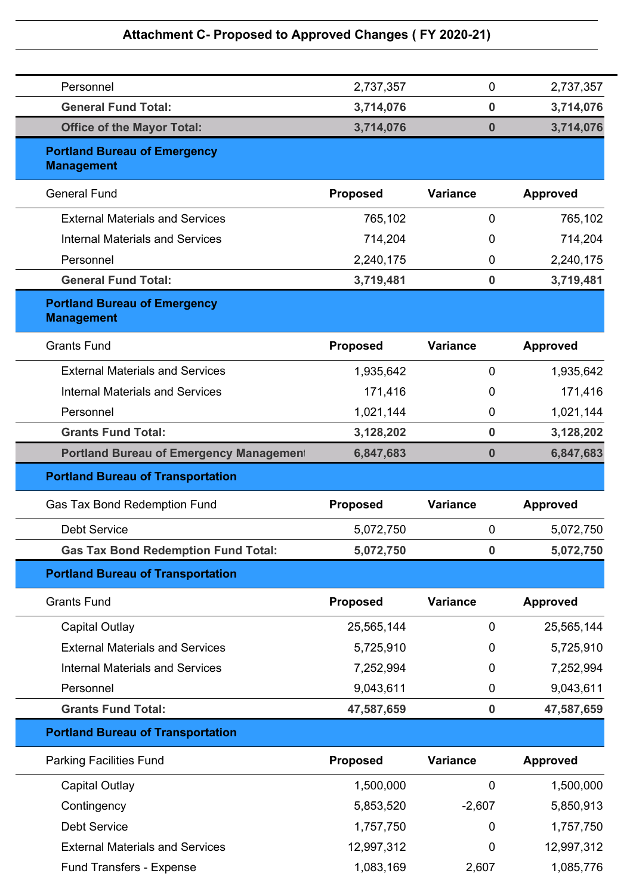**Attachment C- Proposed to Approved Changes ( FY 2020-21)**

| | | | |
|---|---|---|---|
| Personnel | 2,737,357 | 0 | 2,737,357 |
| **General Fund Total:** | **3,714,076** | **0** | **3,714,076** |
| **Office of the Mayor Total:** | **3,714,076** | **0** | **3,714,076** |

**Portland Bureau of Emergency Management**

| General Fund | **Proposed** | **Variance** | **Approved** |
|---|---|---|---|
| External Materials and Services | 765,102 | 0 | 765,102 |
| Internal Materials and Services | 714,204 | 0 | 714,204 |
| Personnel | 2,240,175 | 0 | 2,240,175 |
| **General Fund Total:** | **3,719,481** | **0** | **3,719,481** |

**Portland Bureau of Emergency Management**

| Grants Fund | **Proposed** | **Variance** | **Approved** |
|---|---|---|---|
| External Materials and Services | 1,935,642 | 0 | 1,935,642 |
| Internal Materials and Services | 171,416 | 0 | 171,416 |
| Personnel | 1,021,144 | 0 | 1,021,144 |
| **Grants Fund Total:** | **3,128,202** | **0** | **3,128,202** |
| **Portland Bureau of Emergency Management** | **6,847,683** | **0** | **6,847,683** |

**Portland Bureau of Transportation**

| Gas Tax Bond Redemption Fund | **Proposed** | **Variance** | **Approved** |
|---|---|---|---|
| Debt Service | 5,072,750 | 0 | 5,072,750 |
| **Gas Tax Bond Redemption Fund Total:** | **5,072,750** | **0** | **5,072,750** |

**Portland Bureau of Transportation**

| Grants Fund | **Proposed** | **Variance** | **Approved** |
|---|---|---|---|
| Capital Outlay | 25,565,144 | 0 | 25,565,144 |
| External Materials and Services | 5,725,910 | 0 | 5,725,910 |
| Internal Materials and Services | 7,252,994 | 0 | 7,252,994 |
| Personnel | 9,043,611 | 0 | 9,043,611 |
| **Grants Fund Total:** | **47,587,659** | **0** | **47,587,659** |

**Portland Bureau of Transportation**

| Parking Facilities Fund | **Proposed** | **Variance** | **Approved** |
|---|---|---|---|
| Capital Outlay | 1,500,000 | 0 | 1,500,000 |
| Contingency | 5,853,520 | -2,607 | 5,850,913 |
| Debt Service | 1,757,750 | 0 | 1,757,750 |
| External Materials and Services | 12,997,312 | 0 | 12,997,312 |
| Fund Transfers - Expense | 1,083,169 | 2,607 | 1,085,776 |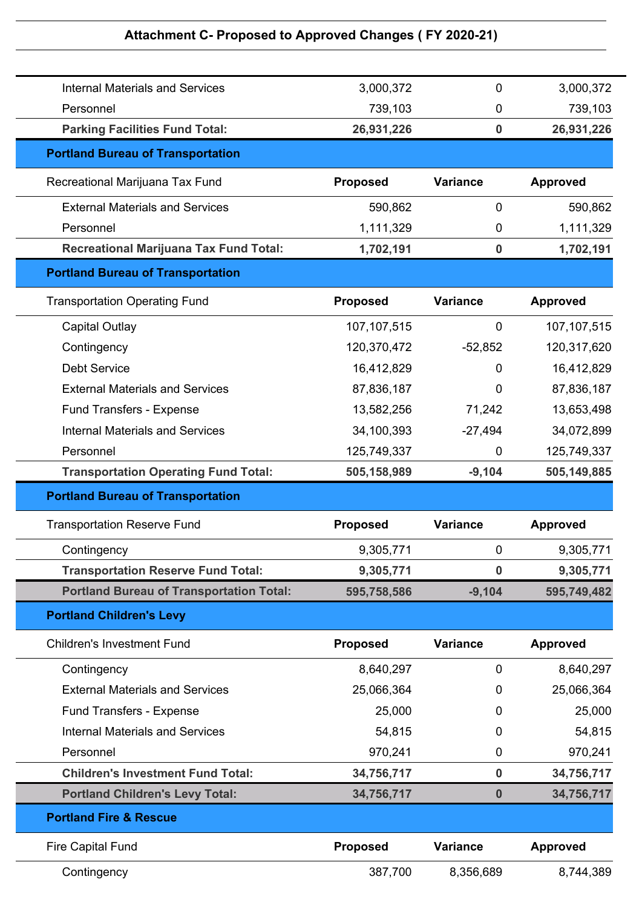## Attachment C- Proposed to Approved Changes ( FY 2020-21)

| | Proposed | Variance | Approved |
|---|---|---|---|
| Internal Materials and Services | 3,000,372 | 0 | 3,000,372 |
| Personnel | 739,103 | 0 | 739,103 |
| **Parking Facilities Fund Total:** | **26,931,226** | **0** | **26,931,226** |
| **Portland Bureau of Transportation** | | | |
| Recreational Marijuana Tax Fund | **Proposed** | **Variance** | **Approved** |
| External Materials and Services | 590,862 | 0 | 590,862 |
| Personnel | 1,111,329 | 0 | 1,111,329 |
| **Recreational Marijuana Tax Fund Total:** | **1,702,191** | **0** | **1,702,191** |
| **Portland Bureau of Transportation** | | | |
| Transportation Operating Fund | **Proposed** | **Variance** | **Approved** |
| Capital Outlay | 107,107,515 | 0 | 107,107,515 |
| Contingency | 120,370,472 | -52,852 | 120,317,620 |
| Debt Service | 16,412,829 | 0 | 16,412,829 |
| External Materials and Services | 87,836,187 | 0 | 87,836,187 |
| Fund Transfers - Expense | 13,582,256 | 71,242 | 13,653,498 |
| Internal Materials and Services | 34,100,393 | -27,494 | 34,072,899 |
| Personnel | 125,749,337 | 0 | 125,749,337 |
| **Transportation Operating Fund Total:** | **505,158,989** | **-9,104** | **505,149,885** |
| **Portland Bureau of Transportation** | | | |
| Transportation Reserve Fund | **Proposed** | **Variance** | **Approved** |
| Contingency | 9,305,771 | 0 | 9,305,771 |
| **Transportation Reserve Fund Total:** | **9,305,771** | **0** | **9,305,771** |
| **Portland Bureau of Transportation Total:** | **595,758,586** | **-9,104** | **595,749,482** |
| **Portland Children's Levy** | | | |
| Children's Investment Fund | **Proposed** | **Variance** | **Approved** |
| Contingency | 8,640,297 | 0 | 8,640,297 |
| External Materials and Services | 25,066,364 | 0 | 25,066,364 |
| Fund Transfers - Expense | 25,000 | 0 | 25,000 |
| Internal Materials and Services | 54,815 | 0 | 54,815 |
| Personnel | 970,241 | 0 | 970,241 |
| **Children's Investment Fund Total:** | **34,756,717** | **0** | **34,756,717** |
| **Portland Children's Levy Total:** | **34,756,717** | **0** | **34,756,717** |
| **Portland Fire & Rescue** | | | |
| Fire Capital Fund | **Proposed** | **Variance** | **Approved** |
| Contingency | 387,700 | 8,356,689 | 8,744,389 |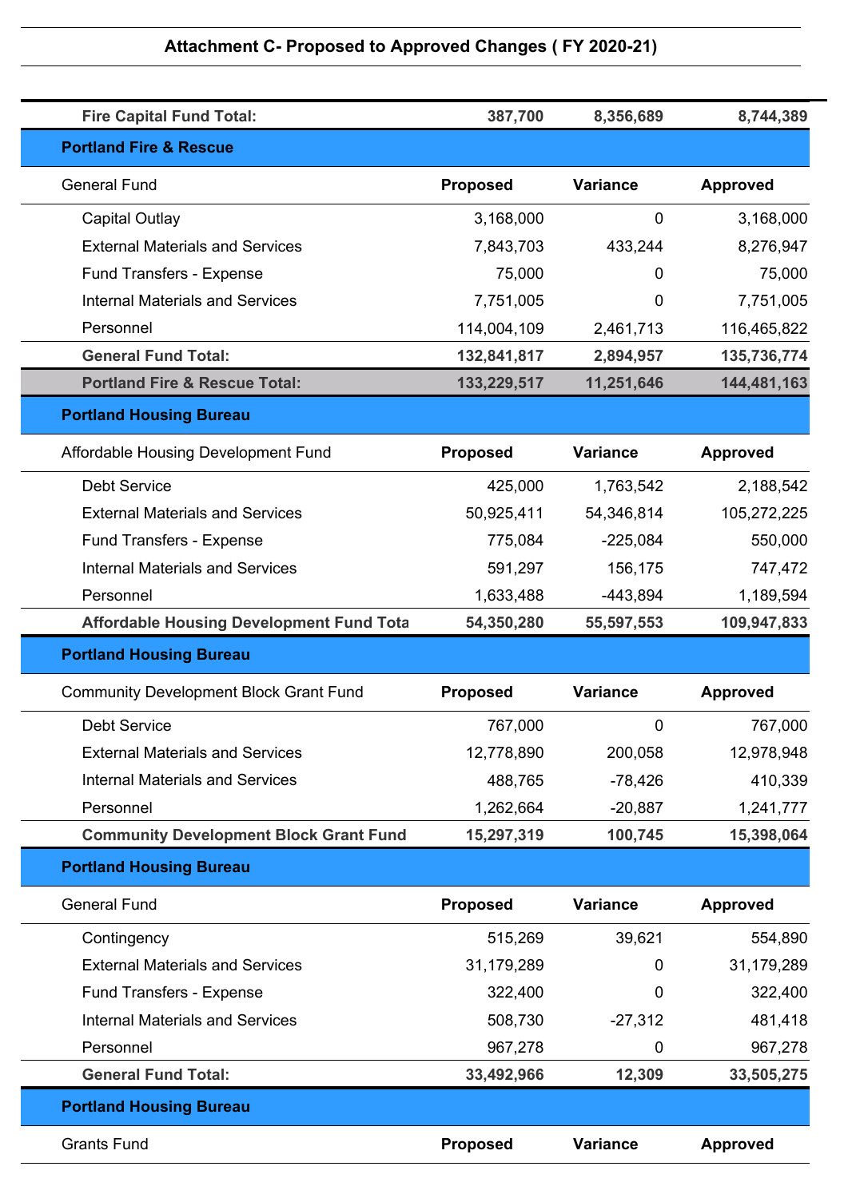## Attachment C- Proposed to Approved Changes ( FY 2020-21)

| | | | |
|---|---|---|---|
| **Fire Capital Fund Total:** | **387,700** | **8,356,689** | **8,744,389** |
| **Portland Fire & Rescue** | | | |
| General Fund | **Proposed** | **Variance** | **Approved** |
| Capital Outlay | 3,168,000 | 0 | 3,168,000 |
| External Materials and Services | 7,843,703 | 433,244 | 8,276,947 |
| Fund Transfers - Expense | 75,000 | 0 | 75,000 |
| Internal Materials and Services | 7,751,005 | 0 | 7,751,005 |
| Personnel | 114,004,109 | 2,461,713 | 116,465,822 |
| **General Fund Total:** | **132,841,817** | **2,894,957** | **135,736,774** |
| **Portland Fire & Rescue Total:** | **133,229,517** | **11,251,646** | **144,481,163** |
| **Portland Housing Bureau** | | | |
| Affordable Housing Development Fund | **Proposed** | **Variance** | **Approved** |
| Debt Service | 425,000 | 1,763,542 | 2,188,542 |
| External Materials and Services | 50,925,411 | 54,346,814 | 105,272,225 |
| Fund Transfers - Expense | 775,084 | -225,084 | 550,000 |
| Internal Materials and Services | 591,297 | 156,175 | 747,472 |
| Personnel | 1,633,488 | -443,894 | 1,189,594 |
| **Affordable Housing Development Fund Tota** | **54,350,280** | **55,597,553** | **109,947,833** |
| **Portland Housing Bureau** | | | |
| Community Development Block Grant Fund | **Proposed** | **Variance** | **Approved** |
| Debt Service | 767,000 | 0 | 767,000 |
| External Materials and Services | 12,778,890 | 200,058 | 12,978,948 |
| Internal Materials and Services | 488,765 | -78,426 | 410,339 |
| Personnel | 1,262,664 | -20,887 | 1,241,777 |
| **Community Development Block Grant Fund** | **15,297,319** | **100,745** | **15,398,064** |
| **Portland Housing Bureau** | | | |
| General Fund | **Proposed** | **Variance** | **Approved** |
| Contingency | 515,269 | 39,621 | 554,890 |
| External Materials and Services | 31,179,289 | 0 | 31,179,289 |
| Fund Transfers - Expense | 322,400 | 0 | 322,400 |
| Internal Materials and Services | 508,730 | -27,312 | 481,418 |
| Personnel | 967,278 | 0 | 967,278 |
| **General Fund Total:** | **33,492,966** | **12,309** | **33,505,275** |
| **Portland Housing Bureau** | | | |
| Grants Fund | **Proposed** | **Variance** | **Approved** |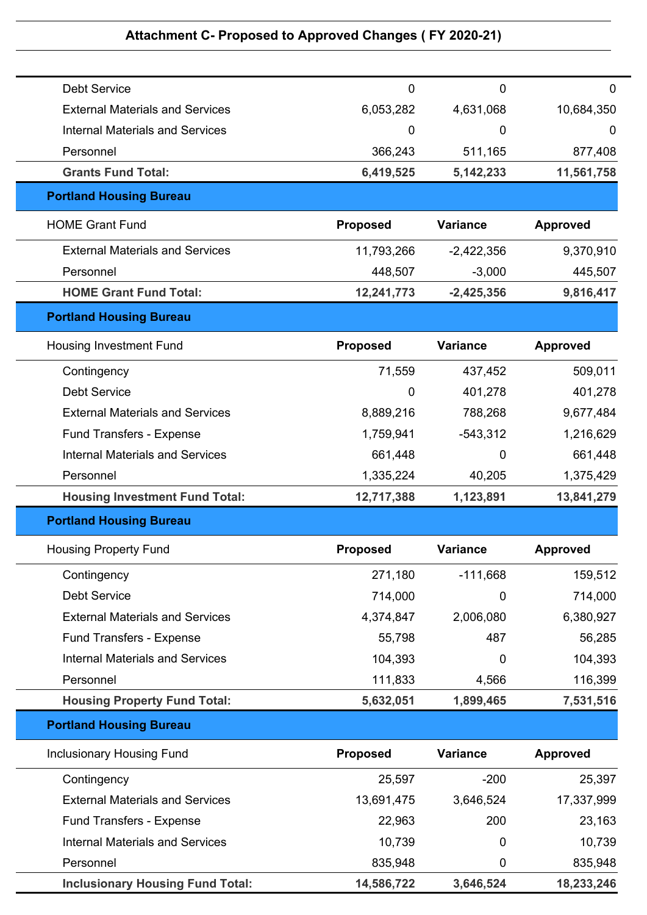## Attachment C- Proposed to Approved Changes ( FY 2020-21)

| | | | |
|---|---|---|---|
| Debt Service | 0 | 0 | 0 |
| External Materials and Services | 6,053,282 | 4,631,068 | 10,684,350 |
| Internal Materials and Services | 0 | 0 | 0 |
| Personnel | 366,243 | 511,165 | 877,408 |
| **Grants Fund Total:** | **6,419,525** | **5,142,233** | **11,561,758** |

**Portland Housing Bureau**

| HOME Grant Fund | Proposed | Variance | Approved |
|---|---|---|---|
| External Materials and Services | 11,793,266 | -2,422,356 | 9,370,910 |
| Personnel | 448,507 | -3,000 | 445,507 |
| **HOME Grant Fund Total:** | **12,241,773** | **-2,425,356** | **9,816,417** |

**Portland Housing Bureau**

| Housing Investment Fund | Proposed | Variance | Approved |
|---|---|---|---|
| Contingency | 71,559 | 437,452 | 509,011 |
| Debt Service | 0 | 401,278 | 401,278 |
| External Materials and Services | 8,889,216 | 788,268 | 9,677,484 |
| Fund Transfers - Expense | 1,759,941 | -543,312 | 1,216,629 |
| Internal Materials and Services | 661,448 | 0 | 661,448 |
| Personnel | 1,335,224 | 40,205 | 1,375,429 |
| **Housing Investment Fund Total:** | **12,717,388** | **1,123,891** | **13,841,279** |

**Portland Housing Bureau**

| Housing Property Fund | Proposed | Variance | Approved |
|---|---|---|---|
| Contingency | 271,180 | -111,668 | 159,512 |
| Debt Service | 714,000 | 0 | 714,000 |
| External Materials and Services | 4,374,847 | 2,006,080 | 6,380,927 |
| Fund Transfers - Expense | 55,798 | 487 | 56,285 |
| Internal Materials and Services | 104,393 | 0 | 104,393 |
| Personnel | 111,833 | 4,566 | 116,399 |
| **Housing Property Fund Total:** | **5,632,051** | **1,899,465** | **7,531,516** |

**Portland Housing Bureau**

| Inclusionary Housing Fund | Proposed | Variance | Approved |
|---|---|---|---|
| Contingency | 25,597 | -200 | 25,397 |
| External Materials and Services | 13,691,475 | 3,646,524 | 17,337,999 |
| Fund Transfers - Expense | 22,963 | 200 | 23,163 |
| Internal Materials and Services | 10,739 | 0 | 10,739 |
| Personnel | 835,948 | 0 | 835,948 |
| **Inclusionary Housing Fund Total:** | **14,586,722** | **3,646,524** | **18,233,246** |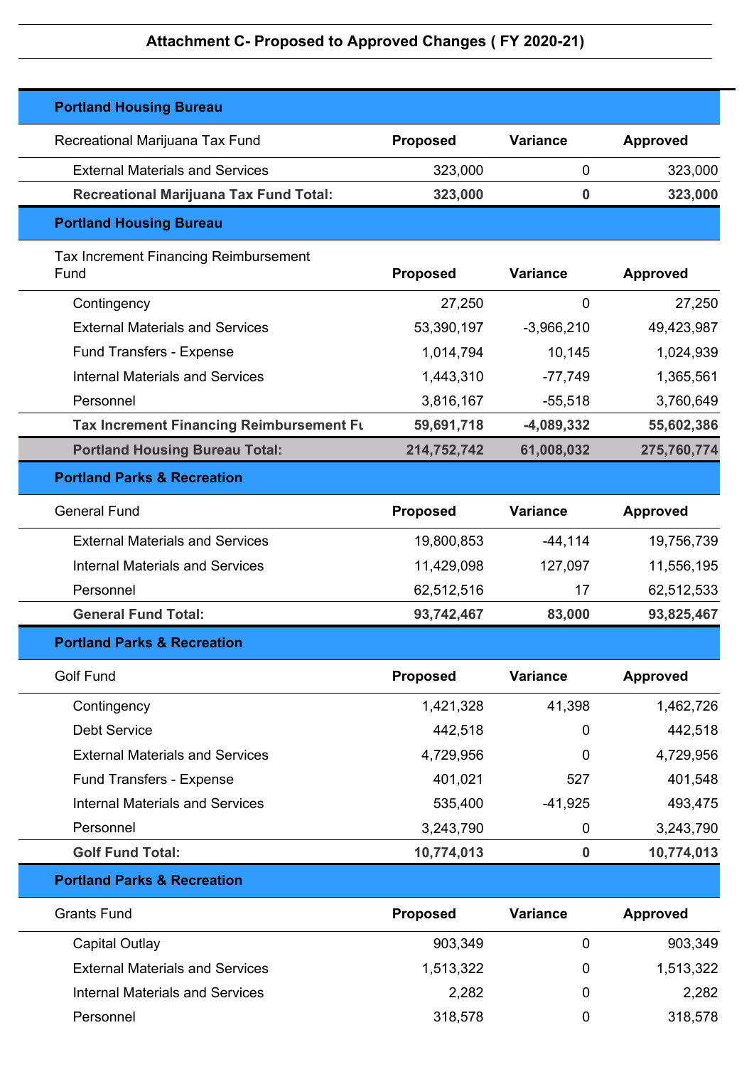## Attachment C- Proposed to Approved Changes ( FY 2020-21)

### Portland Housing Bureau

| Recreational Marijuana Tax Fund | Proposed | Variance | Approved |
|---|---|---|---|
| External Materials and Services | 323,000 | 0 | 323,000 |
| **Recreational Marijuana Tax Fund Total:** | **323,000** | **0** | **323,000** |

### Portland Housing Bureau

| Tax Increment Financing Reimbursement Fund | Proposed | Variance | Approved |
|---|---|---|---|
| Contingency | 27,250 | 0 | 27,250 |
| External Materials and Services | 53,390,197 | -3,966,210 | 49,423,987 |
| Fund Transfers - Expense | 1,014,794 | 10,145 | 1,024,939 |
| Internal Materials and Services | 1,443,310 | -77,749 | 1,365,561 |
| Personnel | 3,816,167 | -55,518 | 3,760,649 |
| **Tax Increment Financing Reimbursement Fu** | **59,691,718** | **-4,089,332** | **55,602,386** |
| **Portland Housing Bureau Total:** | **214,752,742** | **61,008,032** | **275,760,774** |

### Portland Parks & Recreation

| General Fund | Proposed | Variance | Approved |
|---|---|---|---|
| External Materials and Services | 19,800,853 | -44,114 | 19,756,739 |
| Internal Materials and Services | 11,429,098 | 127,097 | 11,556,195 |
| Personnel | 62,512,516 | 17 | 62,512,533 |
| **General Fund Total:** | **93,742,467** | **83,000** | **93,825,467** |

### Portland Parks & Recreation

| Golf Fund | Proposed | Variance | Approved |
|---|---|---|---|
| Contingency | 1,421,328 | 41,398 | 1,462,726 |
| Debt Service | 442,518 | 0 | 442,518 |
| External Materials and Services | 4,729,956 | 0 | 4,729,956 |
| Fund Transfers - Expense | 401,021 | 527 | 401,548 |
| Internal Materials and Services | 535,400 | -41,925 | 493,475 |
| Personnel | 3,243,790 | 0 | 3,243,790 |
| **Golf Fund Total:** | **10,774,013** | **0** | **10,774,013** |

### Portland Parks & Recreation

| Grants Fund | Proposed | Variance | Approved |
|---|---|---|---|
| Capital Outlay | 903,349 | 0 | 903,349 |
| External Materials and Services | 1,513,322 | 0 | 1,513,322 |
| Internal Materials and Services | 2,282 | 0 | 2,282 |
| Personnel | 318,578 | 0 | 318,578 |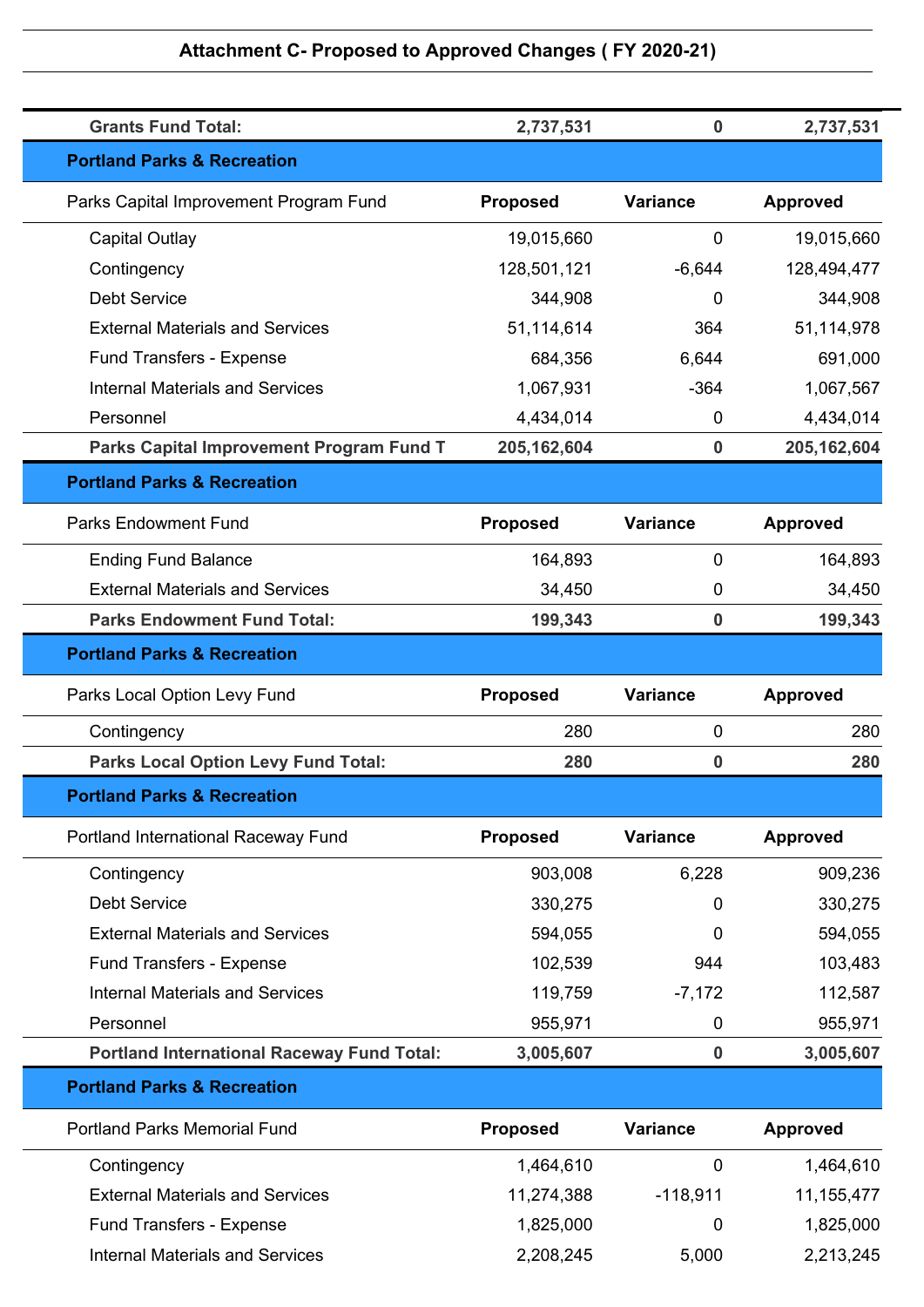## Attachment C- Proposed to Approved Changes ( FY 2020-21)

| | Proposed | Variance | Approved |
|---|---|---|---|
| **Grants Fund Total:** | **2,737,531** | **0** | **2,737,531** |

**Portland Parks & Recreation**

| Parks Capital Improvement Program Fund | Proposed | Variance | Approved |
|---|---|---|---|
| Capital Outlay | 19,015,660 | 0 | 19,015,660 |
| Contingency | 128,501,121 | -6,644 | 128,494,477 |
| Debt Service | 344,908 | 0 | 344,908 |
| External Materials and Services | 51,114,614 | 364 | 51,114,978 |
| Fund Transfers - Expense | 684,356 | 6,644 | 691,000 |
| Internal Materials and Services | 1,067,931 | -364 | 1,067,567 |
| Personnel | 4,434,014 | 0 | 4,434,014 |
| **Parks Capital Improvement Program Fund T** | **205,162,604** | **0** | **205,162,604** |

**Portland Parks & Recreation**

| Parks Endowment Fund | Proposed | Variance | Approved |
|---|---|---|---|
| Ending Fund Balance | 164,893 | 0 | 164,893 |
| External Materials and Services | 34,450 | 0 | 34,450 |
| **Parks Endowment Fund Total:** | **199,343** | **0** | **199,343** |

**Portland Parks & Recreation**

| Parks Local Option Levy Fund | Proposed | Variance | Approved |
|---|---|---|---|
| Contingency | 280 | 0 | 280 |
| **Parks Local Option Levy Fund Total:** | **280** | **0** | **280** |

**Portland Parks & Recreation**

| Portland International Raceway Fund | Proposed | Variance | Approved |
|---|---|---|---|
| Contingency | 903,008 | 6,228 | 909,236 |
| Debt Service | 330,275 | 0 | 330,275 |
| External Materials and Services | 594,055 | 0 | 594,055 |
| Fund Transfers - Expense | 102,539 | 944 | 103,483 |
| Internal Materials and Services | 119,759 | -7,172 | 112,587 |
| Personnel | 955,971 | 0 | 955,971 |
| **Portland International Raceway Fund Total:** | **3,005,607** | **0** | **3,005,607** |

**Portland Parks & Recreation**

| Portland Parks Memorial Fund | Proposed | Variance | Approved |
|---|---|---|---|
| Contingency | 1,464,610 | 0 | 1,464,610 |
| External Materials and Services | 11,274,388 | -118,911 | 11,155,477 |
| Fund Transfers - Expense | 1,825,000 | 0 | 1,825,000 |
| Internal Materials and Services | 2,208,245 | 5,000 | 2,213,245 |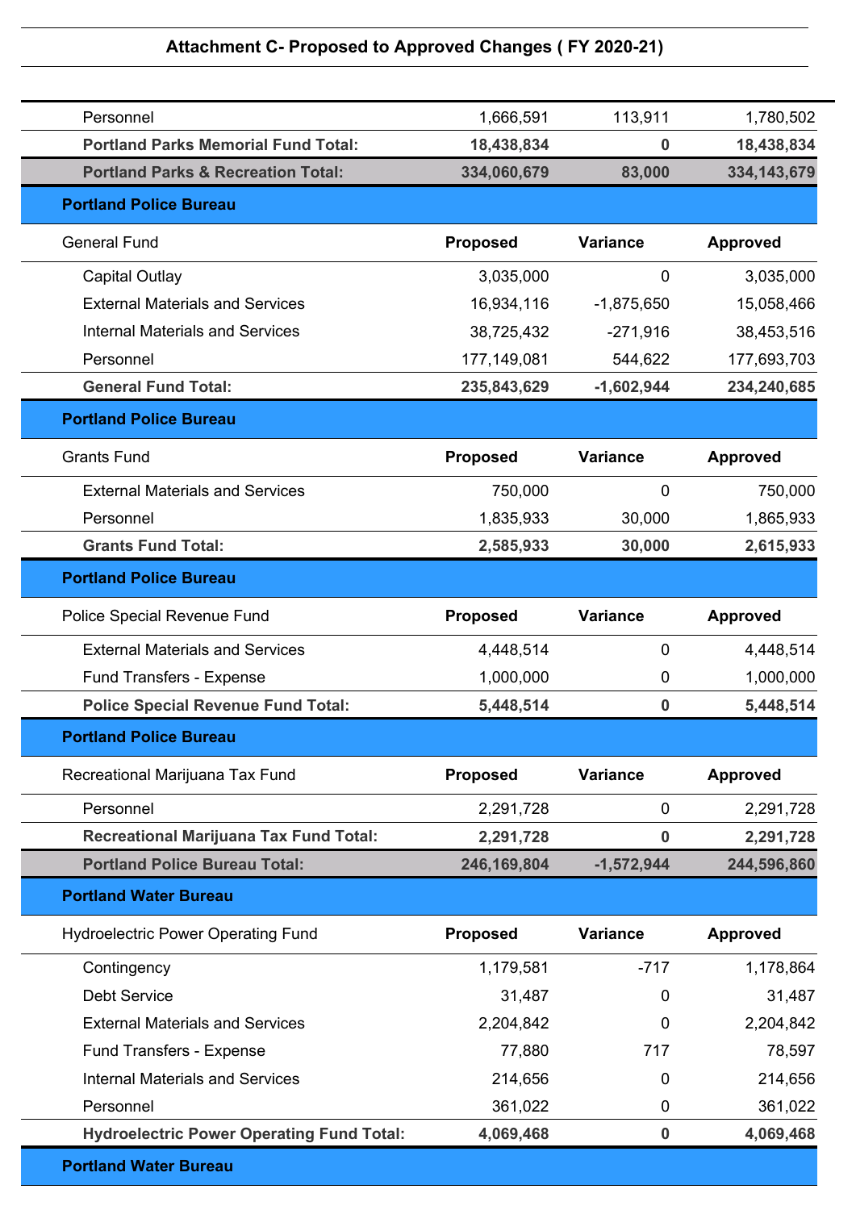**Attachment C- Proposed to Approved Changes ( FY 2020-21)**

| | Proposed | Variance | Approved |
|---|---|---|---|
| Personnel | 1,666,591 | 113,911 | 1,780,502 |
| **Portland Parks Memorial Fund Total:** | **18,438,834** | **0** | **18,438,834** |
| **Portland Parks & Recreation Total:** | **334,060,679** | **83,000** | **334,143,679** |

**Portland Police Bureau**

| General Fund | Proposed | Variance | Approved |
|---|---|---|---|
| Capital Outlay | 3,035,000 | 0 | 3,035,000 |
| External Materials and Services | 16,934,116 | -1,875,650 | 15,058,466 |
| Internal Materials and Services | 38,725,432 | -271,916 | 38,453,516 |
| Personnel | 177,149,081 | 544,622 | 177,693,703 |
| **General Fund Total:** | **235,843,629** | **-1,602,944** | **234,240,685** |

**Portland Police Bureau**

| Grants Fund | Proposed | Variance | Approved |
|---|---|---|---|
| External Materials and Services | 750,000 | 0 | 750,000 |
| Personnel | 1,835,933 | 30,000 | 1,865,933 |
| **Grants Fund Total:** | **2,585,933** | **30,000** | **2,615,933** |

**Portland Police Bureau**

| Police Special Revenue Fund | Proposed | Variance | Approved |
|---|---|---|---|
| External Materials and Services | 4,448,514 | 0 | 4,448,514 |
| Fund Transfers - Expense | 1,000,000 | 0 | 1,000,000 |
| **Police Special Revenue Fund Total:** | **5,448,514** | **0** | **5,448,514** |

**Portland Police Bureau**

| Recreational Marijuana Tax Fund | Proposed | Variance | Approved |
|---|---|---|---|
| Personnel | 2,291,728 | 0 | 2,291,728 |
| **Recreational Marijuana Tax Fund Total:** | **2,291,728** | **0** | **2,291,728** |
| **Portland Police Bureau Total:** | **246,169,804** | **-1,572,944** | **244,596,860** |

**Portland Water Bureau**

| Hydroelectric Power Operating Fund | Proposed | Variance | Approved |
|---|---|---|---|
| Contingency | 1,179,581 | -717 | 1,178,864 |
| Debt Service | 31,487 | 0 | 31,487 |
| External Materials and Services | 2,204,842 | 0 | 2,204,842 |
| Fund Transfers - Expense | 77,880 | 717 | 78,597 |
| Internal Materials and Services | 214,656 | 0 | 214,656 |
| Personnel | 361,022 | 0 | 361,022 |
| **Hydroelectric Power Operating Fund Total:** | **4,069,468** | **0** | **4,069,468** |

**Portland Water Bureau**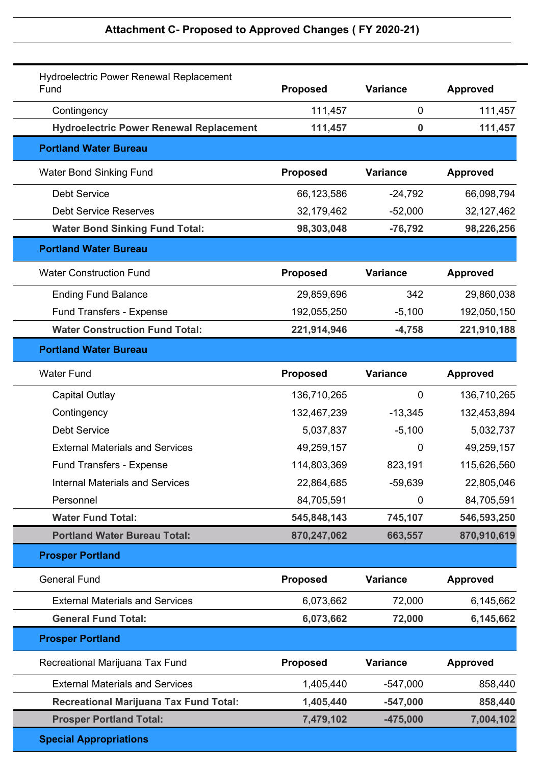## Attachment C- Proposed to Approved Changes ( FY 2020-21)

| Hydroelectric Power Renewal Replacement Fund | Proposed | Variance | Approved |
|---|---|---|---|
| Contingency | 111,457 | 0 | 111,457 |
| **Hydroelectric Power Renewal Replacement** | **111,457** | **0** | **111,457** |

**Portland Water Bureau**

| Water Bond Sinking Fund | Proposed | Variance | Approved |
|---|---|---|---|
| Debt Service | 66,123,586 | -24,792 | 66,098,794 |
| Debt Service Reserves | 32,179,462 | -52,000 | 32,127,462 |
| **Water Bond Sinking Fund Total:** | **98,303,048** | **-76,792** | **98,226,256** |

**Portland Water Bureau**

| Water Construction Fund | Proposed | Variance | Approved |
|---|---|---|---|
| Ending Fund Balance | 29,859,696 | 342 | 29,860,038 |
| Fund Transfers - Expense | 192,055,250 | -5,100 | 192,050,150 |
| **Water Construction Fund Total:** | **221,914,946** | **-4,758** | **221,910,188** |

**Portland Water Bureau**

| Water Fund | Proposed | Variance | Approved |
|---|---|---|---|
| Capital Outlay | 136,710,265 | 0 | 136,710,265 |
| Contingency | 132,467,239 | -13,345 | 132,453,894 |
| Debt Service | 5,037,837 | -5,100 | 5,032,737 |
| External Materials and Services | 49,259,157 | 0 | 49,259,157 |
| Fund Transfers - Expense | 114,803,369 | 823,191 | 115,626,560 |
| Internal Materials and Services | 22,864,685 | -59,639 | 22,805,046 |
| Personnel | 84,705,591 | 0 | 84,705,591 |
| **Water Fund Total:** | **545,848,143** | **745,107** | **546,593,250** |
| **Portland Water Bureau Total:** | **870,247,062** | **663,557** | **870,910,619** |

**Prosper Portland**

| General Fund | Proposed | Variance | Approved |
|---|---|---|---|
| External Materials and Services | 6,073,662 | 72,000 | 6,145,662 |
| **General Fund Total:** | **6,073,662** | **72,000** | **6,145,662** |

**Prosper Portland**

| Recreational Marijuana Tax Fund | Proposed | Variance | Approved |
|---|---|---|---|
| External Materials and Services | 1,405,440 | -547,000 | 858,440 |
| **Recreational Marijuana Tax Fund Total:** | **1,405,440** | **-547,000** | **858,440** |
| **Prosper Portland Total:** | **7,479,102** | **-475,000** | **7,004,102** |

**Special Appropriations**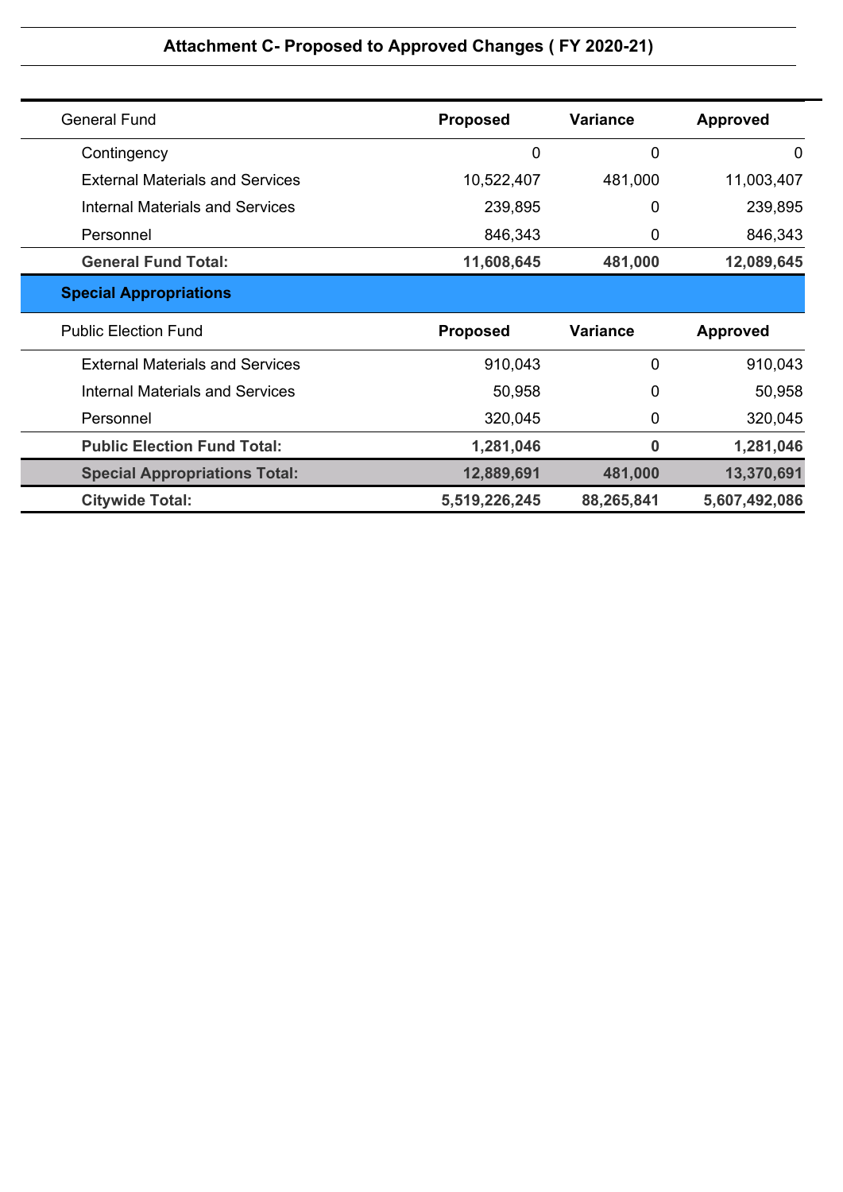**Attachment C- Proposed to Approved Changes ( FY 2020-21)**

| General Fund | Proposed | Variance | Approved |
|---|---|---|---|
| Contingency | 0 | 0 | 0 |
| External Materials and Services | 10,522,407 | 481,000 | 11,003,407 |
| Internal Materials and Services | 239,895 | 0 | 239,895 |
| Personnel | 846,343 | 0 | 846,343 |
| **General Fund Total:** | **11,608,645** | **481,000** | **12,089,645** |
| **Special Appropriations** | | | |
| Public Election Fund | **Proposed** | **Variance** | **Approved** |
| External Materials and Services | 910,043 | 0 | 910,043 |
| Internal Materials and Services | 50,958 | 0 | 50,958 |
| Personnel | 320,045 | 0 | 320,045 |
| **Public Election Fund Total:** | **1,281,046** | **0** | **1,281,046** |
| **Special Appropriations Total:** | **12,889,691** | **481,000** | **13,370,691** |
| **Citywide Total:** | **5,519,226,245** | **88,265,841** | **5,607,492,086** |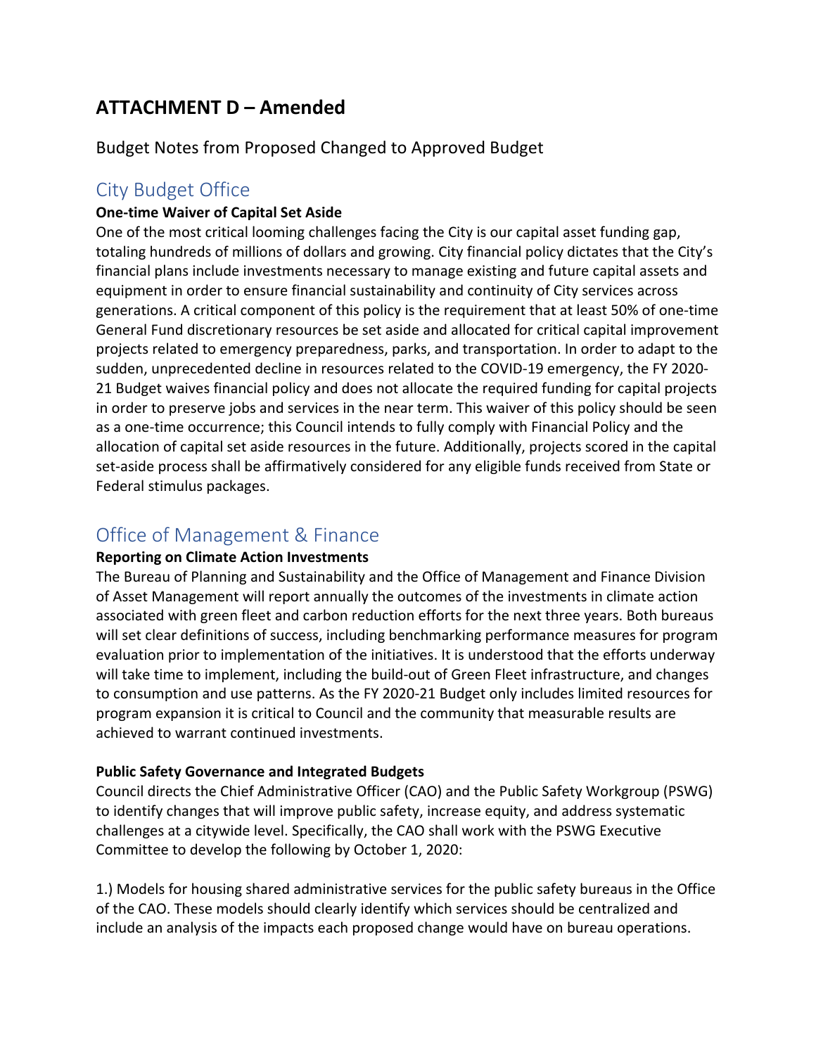# ATTACHMENT D – Amended

Budget Notes from Proposed Changed to Approved Budget

## City Budget Office

**One-time Waiver of Capital Set Aside**

One of the most critical looming challenges facing the City is our capital asset funding gap, totaling hundreds of millions of dollars and growing. City financial policy dictates that the City's financial plans include investments necessary to manage existing and future capital assets and equipment in order to ensure financial sustainability and continuity of City services across generations. A critical component of this policy is the requirement that at least 50% of one-time General Fund discretionary resources be set aside and allocated for critical capital improvement projects related to emergency preparedness, parks, and transportation. In order to adapt to the sudden, unprecedented decline in resources related to the COVID-19 emergency, the FY 2020-21 Budget waives financial policy and does not allocate the required funding for capital projects in order to preserve jobs and services in the near term. This waiver of this policy should be seen as a one-time occurrence; this Council intends to fully comply with Financial Policy and the allocation of capital set aside resources in the future. Additionally, projects scored in the capital set-aside process shall be affirmatively considered for any eligible funds received from State or Federal stimulus packages.

## Office of Management & Finance

**Reporting on Climate Action Investments**

The Bureau of Planning and Sustainability and the Office of Management and Finance Division of Asset Management will report annually the outcomes of the investments in climate action associated with green fleet and carbon reduction efforts for the next three years. Both bureaus will set clear definitions of success, including benchmarking performance measures for program evaluation prior to implementation of the initiatives. It is understood that the efforts underway will take time to implement, including the build-out of Green Fleet infrastructure, and changes to consumption and use patterns. As the FY 2020-21 Budget only includes limited resources for program expansion it is critical to Council and the community that measurable results are achieved to warrant continued investments.

**Public Safety Governance and Integrated Budgets**

Council directs the Chief Administrative Officer (CAO) and the Public Safety Workgroup (PSWG) to identify changes that will improve public safety, increase equity, and address systematic challenges at a citywide level. Specifically, the CAO shall work with the PSWG Executive Committee to develop the following by October 1, 2020:

1.) Models for housing shared administrative services for the public safety bureaus in the Office of the CAO. These models should clearly identify which services should be centralized and include an analysis of the impacts each proposed change would have on bureau operations.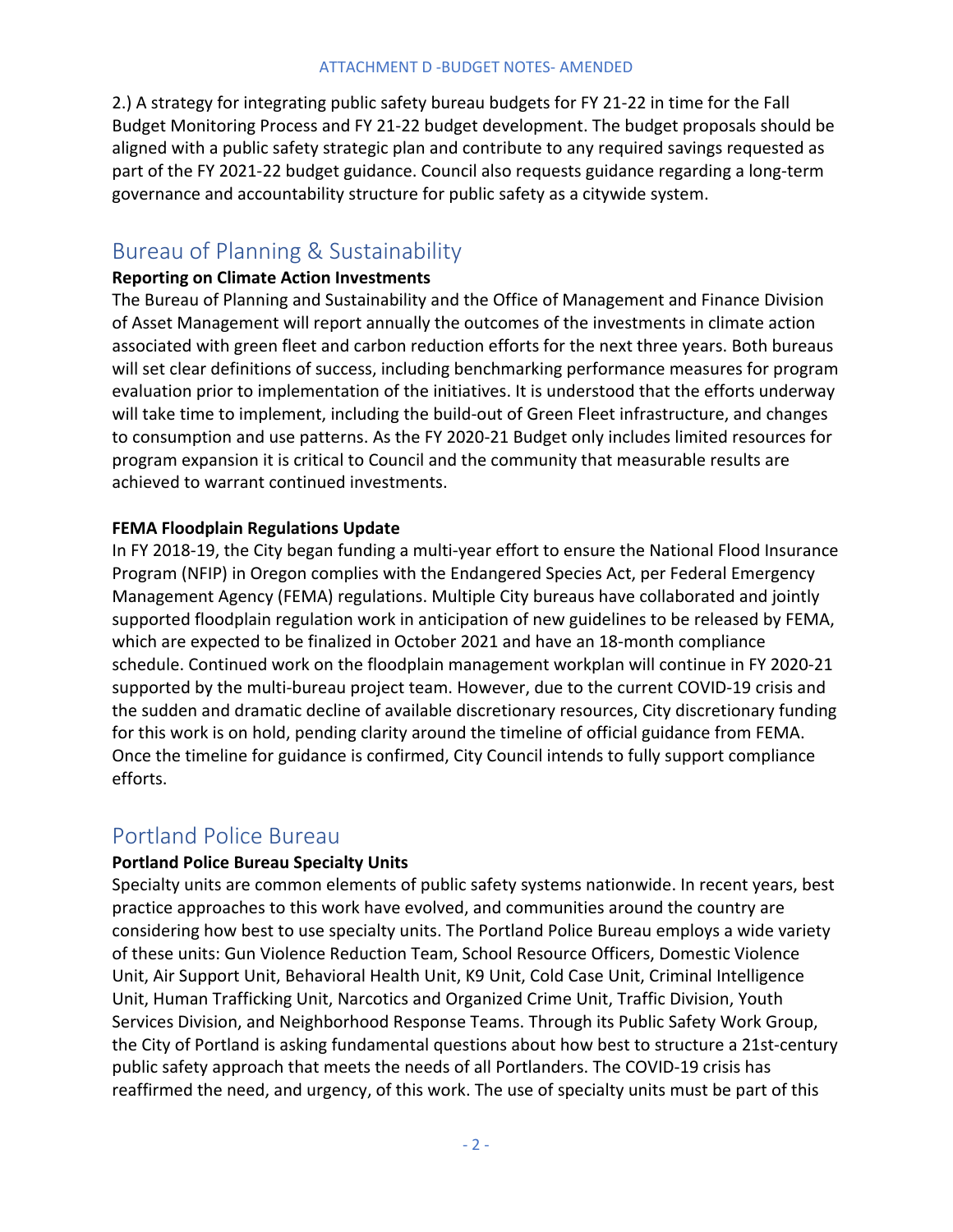2.) A strategy for integrating public safety bureau budgets for FY 21-22 in time for the Fall Budget Monitoring Process and FY 21-22 budget development. The budget proposals should be aligned with a public safety strategic plan and contribute to any required savings requested as part of the FY 2021-22 budget guidance. Council also requests guidance regarding a long-term governance and accountability structure for public safety as a citywide system.

## Bureau of Planning & Sustainability

**Reporting on Climate Action Investments**

The Bureau of Planning and Sustainability and the Office of Management and Finance Division of Asset Management will report annually the outcomes of the investments in climate action associated with green fleet and carbon reduction efforts for the next three years. Both bureaus will set clear definitions of success, including benchmarking performance measures for program evaluation prior to implementation of the initiatives. It is understood that the efforts underway will take time to implement, including the build-out of Green Fleet infrastructure, and changes to consumption and use patterns. As the FY 2020-21 Budget only includes limited resources for program expansion it is critical to Council and the community that measurable results are achieved to warrant continued investments.

**FEMA Floodplain Regulations Update**

In FY 2018-19, the City began funding a multi-year effort to ensure the National Flood Insurance Program (NFIP) in Oregon complies with the Endangered Species Act, per Federal Emergency Management Agency (FEMA) regulations. Multiple City bureaus have collaborated and jointly supported floodplain regulation work in anticipation of new guidelines to be released by FEMA, which are expected to be finalized in October 2021 and have an 18-month compliance schedule. Continued work on the floodplain management workplan will continue in FY 2020-21 supported by the multi-bureau project team. However, due to the current COVID-19 crisis and the sudden and dramatic decline of available discretionary resources, City discretionary funding for this work is on hold, pending clarity around the timeline of official guidance from FEMA. Once the timeline for guidance is confirmed, City Council intends to fully support compliance efforts.

## Portland Police Bureau

**Portland Police Bureau Specialty Units**

Specialty units are common elements of public safety systems nationwide. In recent years, best practice approaches to this work have evolved, and communities around the country are considering how best to use specialty units. The Portland Police Bureau employs a wide variety of these units: Gun Violence Reduction Team, School Resource Officers, Domestic Violence Unit, Air Support Unit, Behavioral Health Unit, K9 Unit, Cold Case Unit, Criminal Intelligence Unit, Human Trafficking Unit, Narcotics and Organized Crime Unit, Traffic Division, Youth Services Division, and Neighborhood Response Teams. Through its Public Safety Work Group, the City of Portland is asking fundamental questions about how best to structure a 21st-century public safety approach that meets the needs of all Portlanders. The COVID-19 crisis has reaffirmed the need, and urgency, of this work. The use of specialty units must be part of this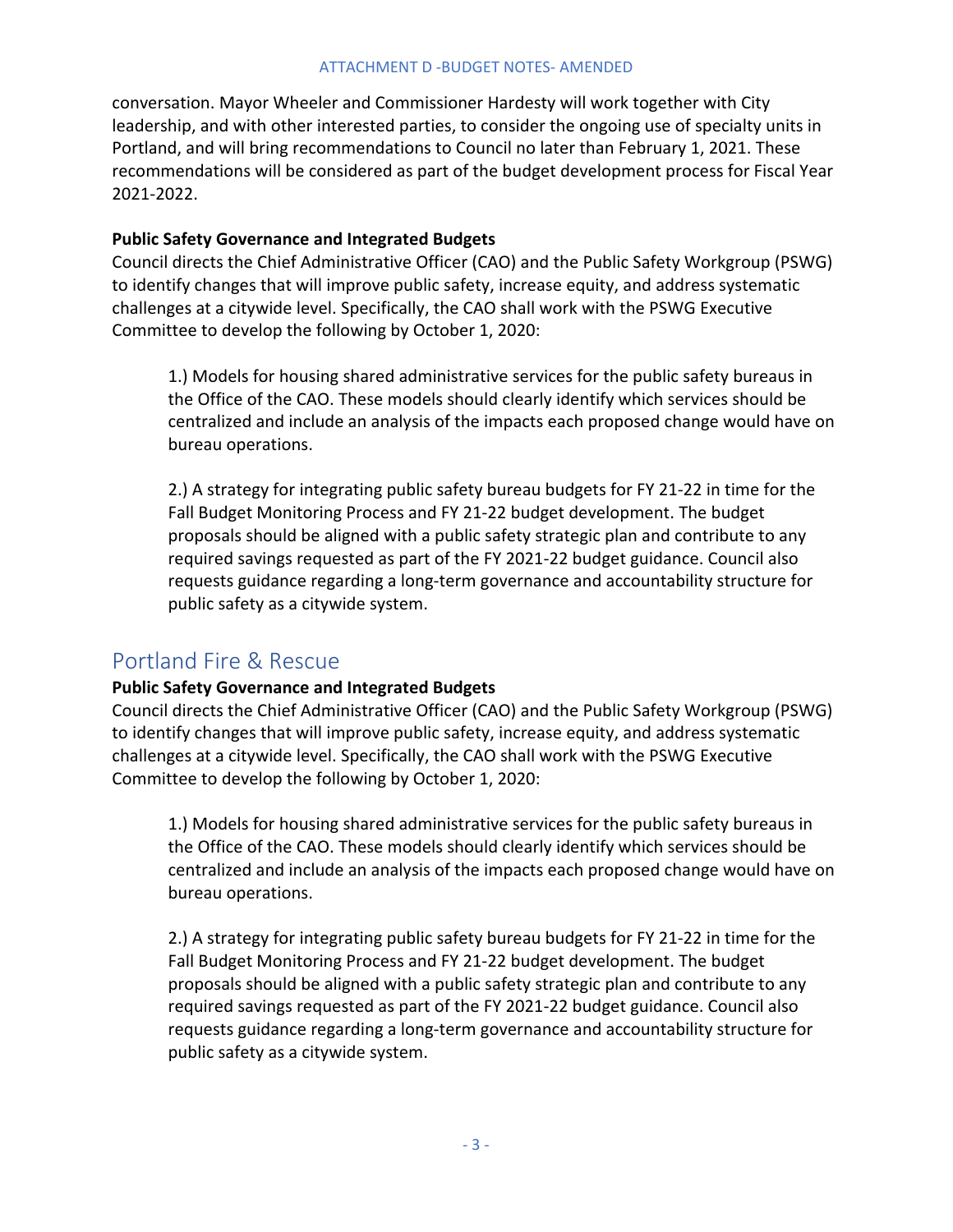conversation. Mayor Wheeler and Commissioner Hardesty will work together with City leadership, and with other interested parties, to consider the ongoing use of specialty units in Portland, and will bring recommendations to Council no later than February 1, 2021. These recommendations will be considered as part of the budget development process for Fiscal Year 2021-2022.

**Public Safety Governance and Integrated Budgets**
Council directs the Chief Administrative Officer (CAO) and the Public Safety Workgroup (PSWG) to identify changes that will improve public safety, increase equity, and address systematic challenges at a citywide level. Specifically, the CAO shall work with the PSWG Executive Committee to develop the following by October 1, 2020:

> 1.) Models for housing shared administrative services for the public safety bureaus in the Office of the CAO. These models should clearly identify which services should be centralized and include an analysis of the impacts each proposed change would have on bureau operations.
>
> 2.) A strategy for integrating public safety bureau budgets for FY 21-22 in time for the Fall Budget Monitoring Process and FY 21-22 budget development. The budget proposals should be aligned with a public safety strategic plan and contribute to any required savings requested as part of the FY 2021-22 budget guidance. Council also requests guidance regarding a long-term governance and accountability structure for public safety as a citywide system.

## Portland Fire & Rescue

**Public Safety Governance and Integrated Budgets**
Council directs the Chief Administrative Officer (CAO) and the Public Safety Workgroup (PSWG) to identify changes that will improve public safety, increase equity, and address systematic challenges at a citywide level. Specifically, the CAO shall work with the PSWG Executive Committee to develop the following by October 1, 2020:

> 1.) Models for housing shared administrative services for the public safety bureaus in the Office of the CAO. These models should clearly identify which services should be centralized and include an analysis of the impacts each proposed change would have on bureau operations.
>
> 2.) A strategy for integrating public safety bureau budgets for FY 21-22 in time for the Fall Budget Monitoring Process and FY 21-22 budget development. The budget proposals should be aligned with a public safety strategic plan and contribute to any required savings requested as part of the FY 2021-22 budget guidance. Council also requests guidance regarding a long-term governance and accountability structure for public safety as a citywide system.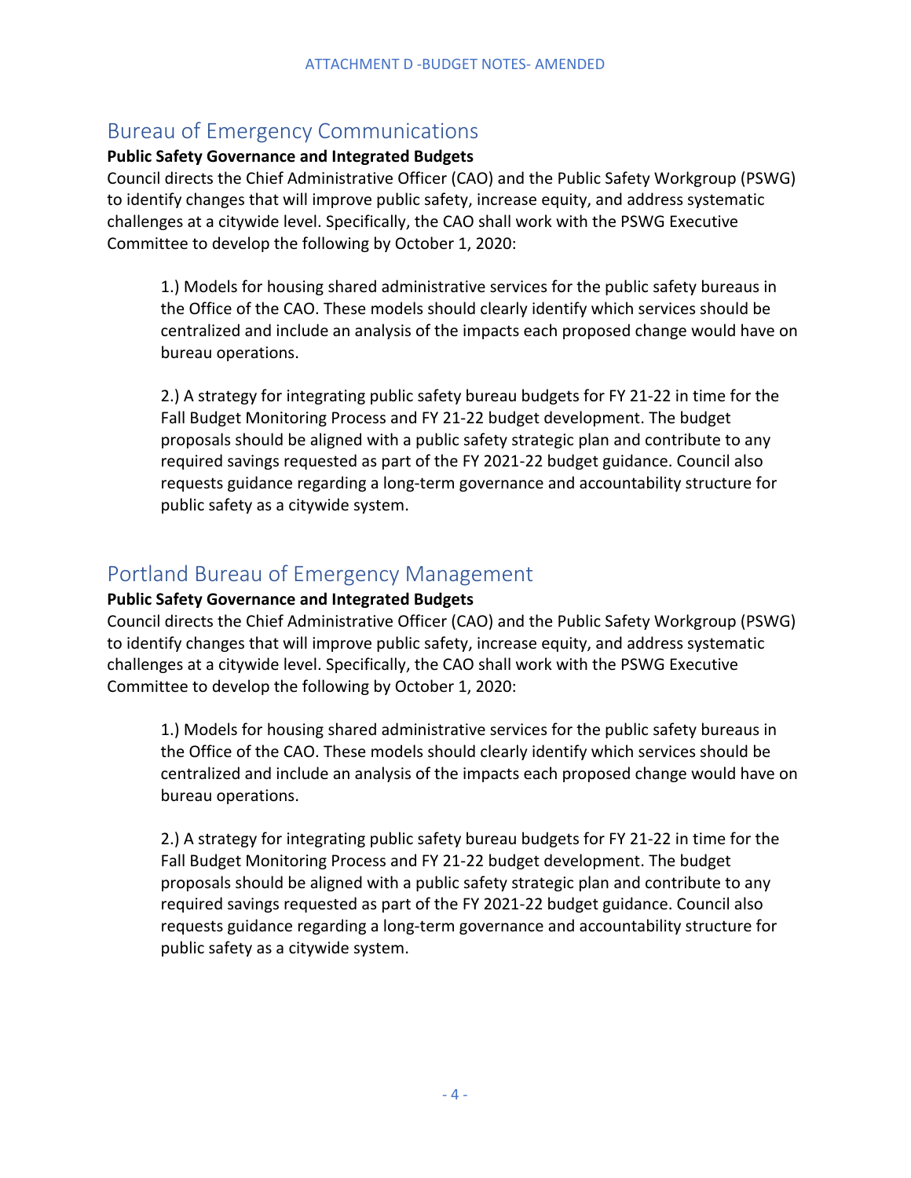## Bureau of Emergency Communications

**Public Safety Governance and Integrated Budgets**

Council directs the Chief Administrative Officer (CAO) and the Public Safety Workgroup (PSWG) to identify changes that will improve public safety, increase equity, and address systematic challenges at a citywide level. Specifically, the CAO shall work with the PSWG Executive Committee to develop the following by October 1, 2020:

> 1.) Models for housing shared administrative services for the public safety bureaus in the Office of the CAO. These models should clearly identify which services should be centralized and include an analysis of the impacts each proposed change would have on bureau operations.
>
> 2.) A strategy for integrating public safety bureau budgets for FY 21-22 in time for the Fall Budget Monitoring Process and FY 21-22 budget development. The budget proposals should be aligned with a public safety strategic plan and contribute to any required savings requested as part of the FY 2021-22 budget guidance. Council also requests guidance regarding a long-term governance and accountability structure for public safety as a citywide system.

## Portland Bureau of Emergency Management

**Public Safety Governance and Integrated Budgets**

Council directs the Chief Administrative Officer (CAO) and the Public Safety Workgroup (PSWG) to identify changes that will improve public safety, increase equity, and address systematic challenges at a citywide level. Specifically, the CAO shall work with the PSWG Executive Committee to develop the following by October 1, 2020:

> 1.) Models for housing shared administrative services for the public safety bureaus in the Office of the CAO. These models should clearly identify which services should be centralized and include an analysis of the impacts each proposed change would have on bureau operations.
>
> 2.) A strategy for integrating public safety bureau budgets for FY 21-22 in time for the Fall Budget Monitoring Process and FY 21-22 budget development. The budget proposals should be aligned with a public safety strategic plan and contribute to any required savings requested as part of the FY 2021-22 budget guidance. Council also requests guidance regarding a long-term governance and accountability structure for public safety as a citywide system.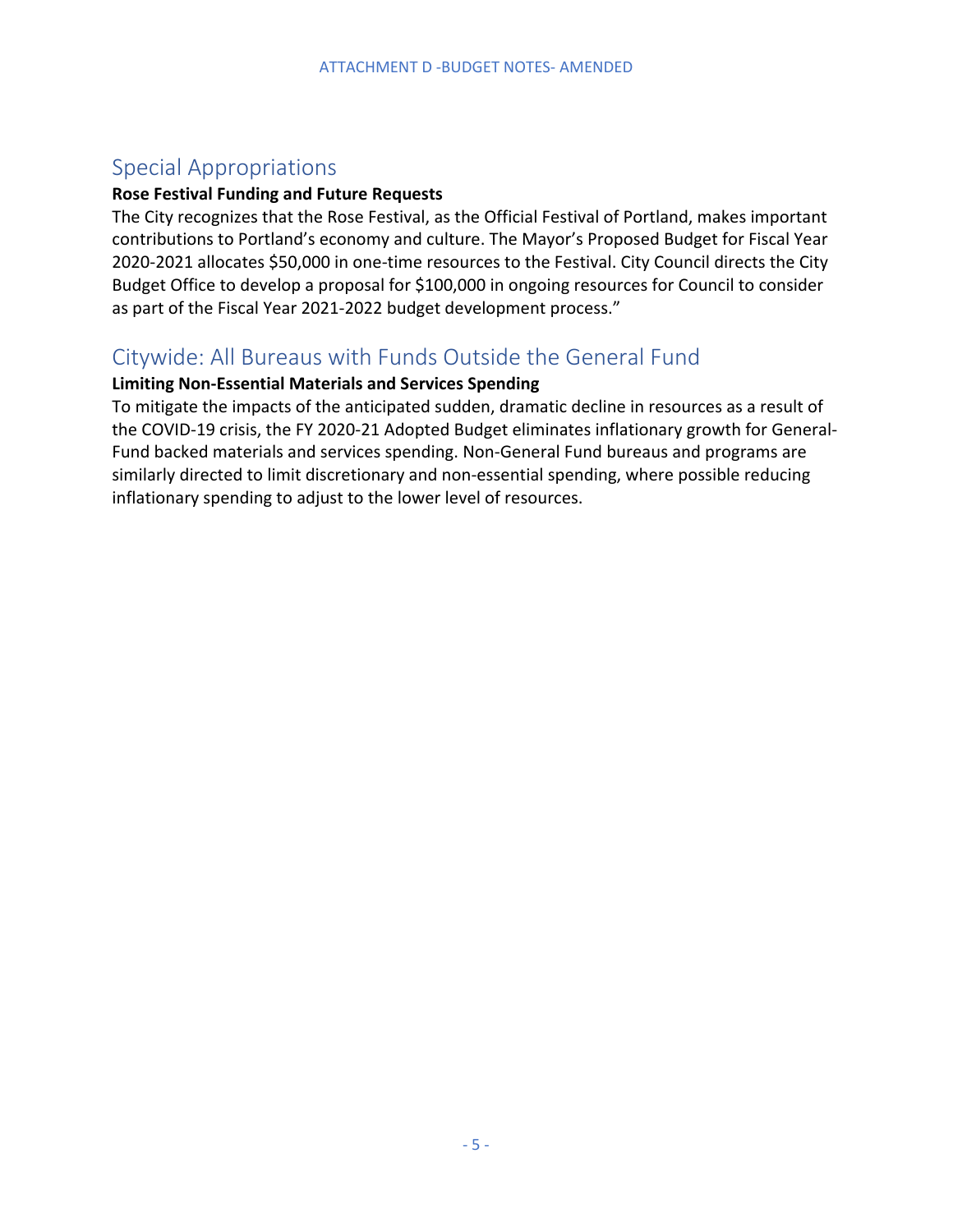## Special Appropriations

**Rose Festival Funding and Future Requests**

The City recognizes that the Rose Festival, as the Official Festival of Portland, makes important contributions to Portland's economy and culture. The Mayor's Proposed Budget for Fiscal Year 2020-2021 allocates $50,000 in one-time resources to the Festival. City Council directs the City Budget Office to develop a proposal for $100,000 in ongoing resources for Council to consider as part of the Fiscal Year 2021-2022 budget development process."

## Citywide: All Bureaus with Funds Outside the General Fund

**Limiting Non-Essential Materials and Services Spending**

To mitigate the impacts of the anticipated sudden, dramatic decline in resources as a result of the COVID-19 crisis, the FY 2020-21 Adopted Budget eliminates inflationary growth for General-Fund backed materials and services spending. Non-General Fund bureaus and programs are similarly directed to limit discretionary and non-essential spending, where possible reducing inflationary spending to adjust to the lower level of resources.